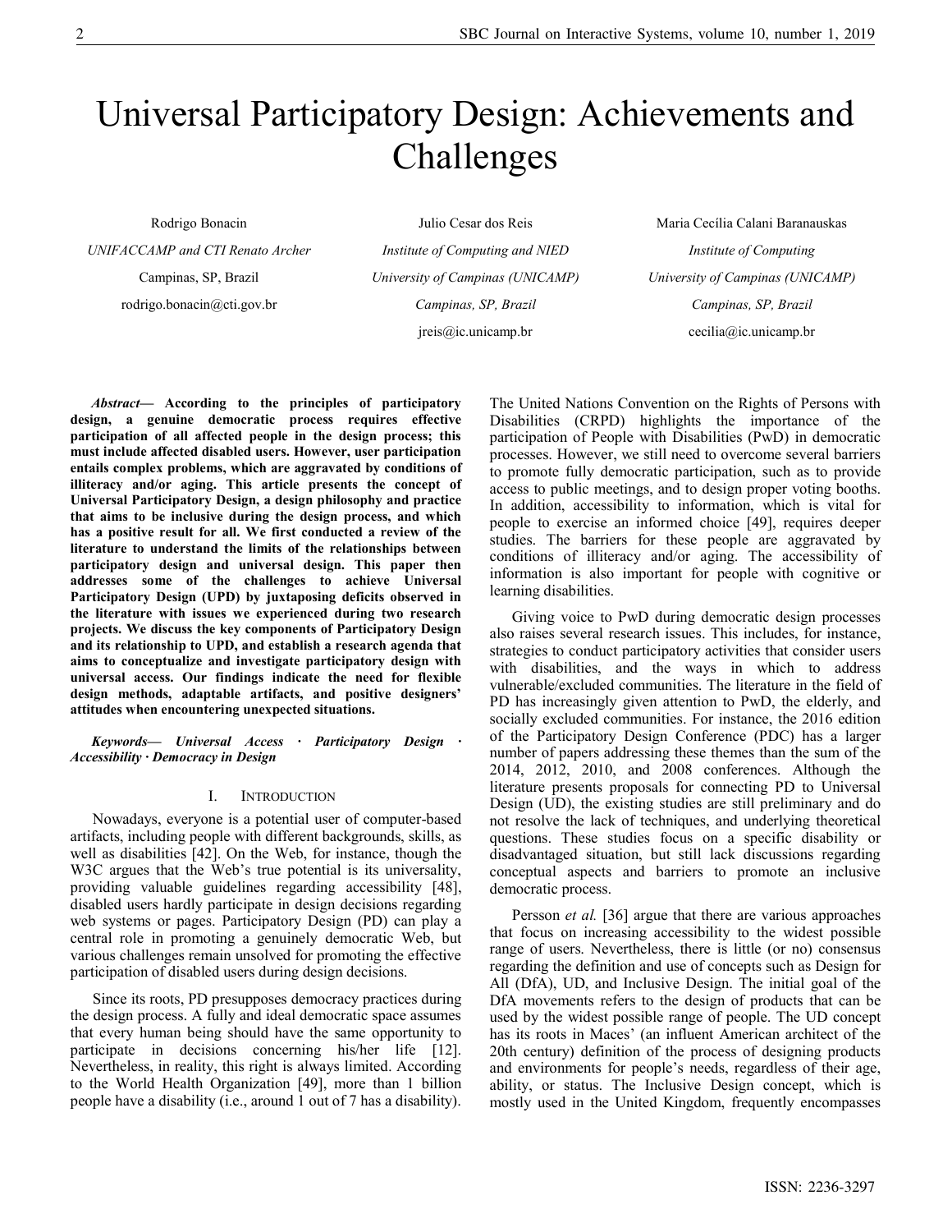# Universal Participatory Design: Achievements and Challenges

Rodrigo Bonacin
*UNIFACCAMP and CTI Renato Archer*
Campinas, SP, Brazil
rodrigo.bonacin@cti.gov.br

Julio Cesar dos Reis
*Institute of Computing and NIED*
*University of Campinas (UNICAMP)*
*Campinas, SP, Brazil*
jreis@ic.unicamp.br

Maria Cecília Calani Baranauskas
*Institute of Computing*
*University of Campinas (UNICAMP)*
*Campinas, SP, Brazil*
cecilia@ic.unicamp.br

***Abstract*— According to the principles of participatory design, a genuine democratic process requires effective participation of all affected people in the design process; this must include affected disabled users. However, user participation entails complex problems, which are aggravated by conditions of illiteracy and/or aging. This article presents the concept of Universal Participatory Design, a design philosophy and practice that aims to be inclusive during the design process, and which has a positive result for all. We first conducted a review of the literature to understand the limits of the relationships between participatory design and universal design. This paper then addresses some of the challenges to achieve Universal Participatory Design (UPD) by juxtaposing deficits observed in the literature with issues we experienced during two research projects. We discuss the key components of Participatory Design and its relationship to UPD, and establish a research agenda that aims to conceptualize and investigate participatory design with universal access. Our findings indicate the need for flexible design methods, adaptable artifacts, and positive designers' attitudes when encountering unexpected situations.**

***Keywords*— *Universal Access · Participatory Design · Accessibility · Democracy in Design***

## I. Introduction

Nowadays, everyone is a potential user of computer-based artifacts, including people with different backgrounds, skills, as well as disabilities [42]. On the Web, for instance, though the W3C argues that the Web's true potential is its universality, providing valuable guidelines regarding accessibility [48], disabled users hardly participate in design decisions regarding web systems or pages. Participatory Design (PD) can play a central role in promoting a genuinely democratic Web, but various challenges remain unsolved for promoting the effective participation of disabled users during design decisions.

Since its roots, PD presupposes democracy practices during the design process. A fully and ideal democratic space assumes that every human being should have the same opportunity to participate in decisions concerning his/her life [12]. Nevertheless, in reality, this right is always limited. According to the World Health Organization [49], more than 1 billion people have a disability (i.e., around 1 out of 7 has a disability). The United Nations Convention on the Rights of Persons with Disabilities (CRPD) highlights the importance of the participation of People with Disabilities (PwD) in democratic processes. However, we still need to overcome several barriers to promote fully democratic participation, such as to provide access to public meetings, and to design proper voting booths. In addition, accessibility to information, which is vital for people to exercise an informed choice [49], requires deeper studies. The barriers for these people are aggravated by conditions of illiteracy and/or aging. The accessibility of information is also important for people with cognitive or learning disabilities.

Giving voice to PwD during democratic design processes also raises several research issues. This includes, for instance, strategies to conduct participatory activities that consider users with disabilities, and the ways in which to address vulnerable/excluded communities. The literature in the field of PD has increasingly given attention to PwD, the elderly, and socially excluded communities. For instance, the 2016 edition of the Participatory Design Conference (PDC) has a larger number of papers addressing these themes than the sum of the 2014, 2012, 2010, and 2008 conferences. Although the literature presents proposals for connecting PD to Universal Design (UD), the existing studies are still preliminary and do not resolve the lack of techniques, and underlying theoretical questions. These studies focus on a specific disability or disadvantaged situation, but still lack discussions regarding conceptual aspects and barriers to promote an inclusive democratic process.

Persson *et al.* [36] argue that there are various approaches that focus on increasing accessibility to the widest possible range of users. Nevertheless, there is little (or no) consensus regarding the definition and use of concepts such as Design for All (DfA), UD, and Inclusive Design. The initial goal of the DfA movements refers to the design of products that can be used by the widest possible range of people. The UD concept has its roots in Maces' (an influent American architect of the 20th century) definition of the process of designing products and environments for people's needs, regardless of their age, ability, or status. The Inclusive Design concept, which is mostly used in the United Kingdom, frequently encompasses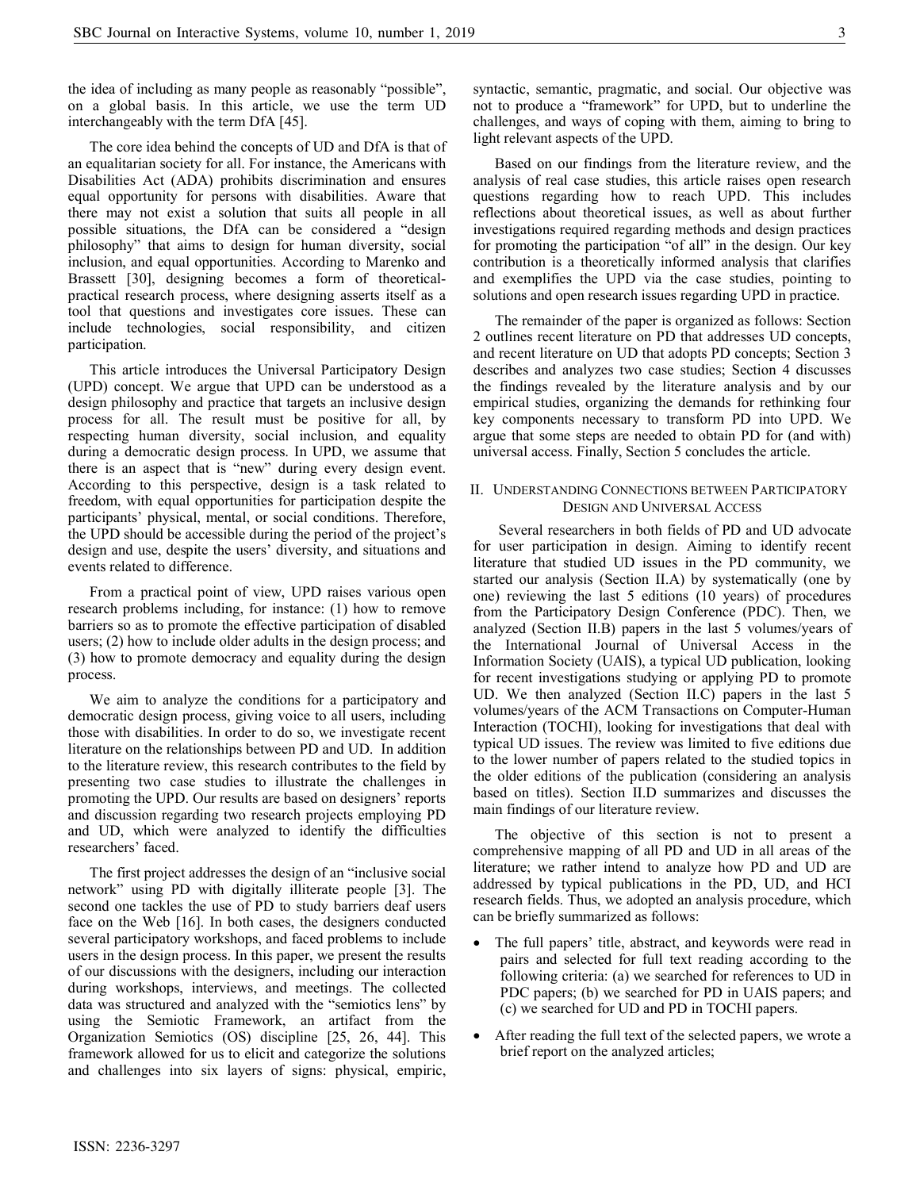the idea of including as many people as reasonably "possible", on a global basis. In this article, we use the term UD interchangeably with the term DfA [45].

The core idea behind the concepts of UD and DfA is that of an equalitarian society for all. For instance, the Americans with Disabilities Act (ADA) prohibits discrimination and ensures equal opportunity for persons with disabilities. Aware that there may not exist a solution that suits all people in all possible situations, the DfA can be considered a "design philosophy" that aims to design for human diversity, social inclusion, and equal opportunities. According to Marenko and Brassett [30], designing becomes a form of theoretical-practical research process, where designing asserts itself as a tool that questions and investigates core issues. These can include technologies, social responsibility, and citizen participation.

This article introduces the Universal Participatory Design (UPD) concept. We argue that UPD can be understood as a design philosophy and practice that targets an inclusive design process for all. The result must be positive for all, by respecting human diversity, social inclusion, and equality during a democratic design process. In UPD, we assume that there is an aspect that is "new" during every design event. According to this perspective, design is a task related to freedom, with equal opportunities for participation despite the participants' physical, mental, or social conditions. Therefore, the UPD should be accessible during the period of the project's design and use, despite the users' diversity, and situations and events related to difference.

From a practical point of view, UPD raises various open research problems including, for instance: (1) how to remove barriers so as to promote the effective participation of disabled users; (2) how to include older adults in the design process; and (3) how to promote democracy and equality during the design process.

We aim to analyze the conditions for a participatory and democratic design process, giving voice to all users, including those with disabilities. In order to do so, we investigate recent literature on the relationships between PD and UD. In addition to the literature review, this research contributes to the field by presenting two case studies to illustrate the challenges in promoting the UPD. Our results are based on designers' reports and discussion regarding two research projects employing PD and UD, which were analyzed to identify the difficulties researchers' faced.

The first project addresses the design of an "inclusive social network" using PD with digitally illiterate people [3]. The second one tackles the use of PD to study barriers deaf users face on the Web [16]. In both cases, the designers conducted several participatory workshops, and faced problems to include users in the design process. In this paper, we present the results of our discussions with the designers, including our interaction during workshops, interviews, and meetings. The collected data was structured and analyzed with the "semiotics lens" by using the Semiotic Framework, an artifact from the Organization Semiotics (OS) discipline [25, 26, 44]. This framework allowed for us to elicit and categorize the solutions and challenges into six layers of signs: physical, empiric, syntactic, semantic, pragmatic, and social. Our objective was not to produce a "framework" for UPD, but to underline the challenges, and ways of coping with them, aiming to bring to light relevant aspects of the UPD.

Based on our findings from the literature review, and the analysis of real case studies, this article raises open research questions regarding how to reach UPD. This includes reflections about theoretical issues, as well as about further investigations required regarding methods and design practices for promoting the participation "of all" in the design. Our key contribution is a theoretically informed analysis that clarifies and exemplifies the UPD via the case studies, pointing to solutions and open research issues regarding UPD in practice.

The remainder of the paper is organized as follows: Section 2 outlines recent literature on PD that addresses UD concepts, and recent literature on UD that adopts PD concepts; Section 3 describes and analyzes two case studies; Section 4 discusses the findings revealed by the literature analysis and by our empirical studies, organizing the demands for rethinking four key components necessary to transform PD into UPD. We argue that some steps are needed to obtain PD for (and with) universal access. Finally, Section 5 concludes the article.

## II. Understanding Connections between Participatory Design and Universal Access

Several researchers in both fields of PD and UD advocate for user participation in design. Aiming to identify recent literature that studied UD issues in the PD community, we started our analysis (Section II.A) by systematically (one by one) reviewing the last 5 editions (10 years) of procedures from the Participatory Design Conference (PDC). Then, we analyzed (Section II.B) papers in the last 5 volumes/years of the International Journal of Universal Access in the Information Society (UAIS), a typical UD publication, looking for recent investigations studying or applying PD to promote UD. We then analyzed (Section II.C) papers in the last 5 volumes/years of the ACM Transactions on Computer-Human Interaction (TOCHI), looking for investigations that deal with typical UD issues. The review was limited to five editions due to the lower number of papers related to the studied topics in the older editions of the publication (considering an analysis based on titles). Section II.D summarizes and discusses the main findings of our literature review.

The objective of this section is not to present a comprehensive mapping of all PD and UD in all areas of the literature; we rather intend to analyze how PD and UD are addressed by typical publications in the PD, UD, and HCI research fields. Thus, we adopted an analysis procedure, which can be briefly summarized as follows:

- The full papers' title, abstract, and keywords were read in pairs and selected for full text reading according to the following criteria: (a) we searched for references to UD in PDC papers; (b) we searched for PD in UAIS papers; and (c) we searched for UD and PD in TOCHI papers.
- After reading the full text of the selected papers, we wrote a brief report on the analyzed articles;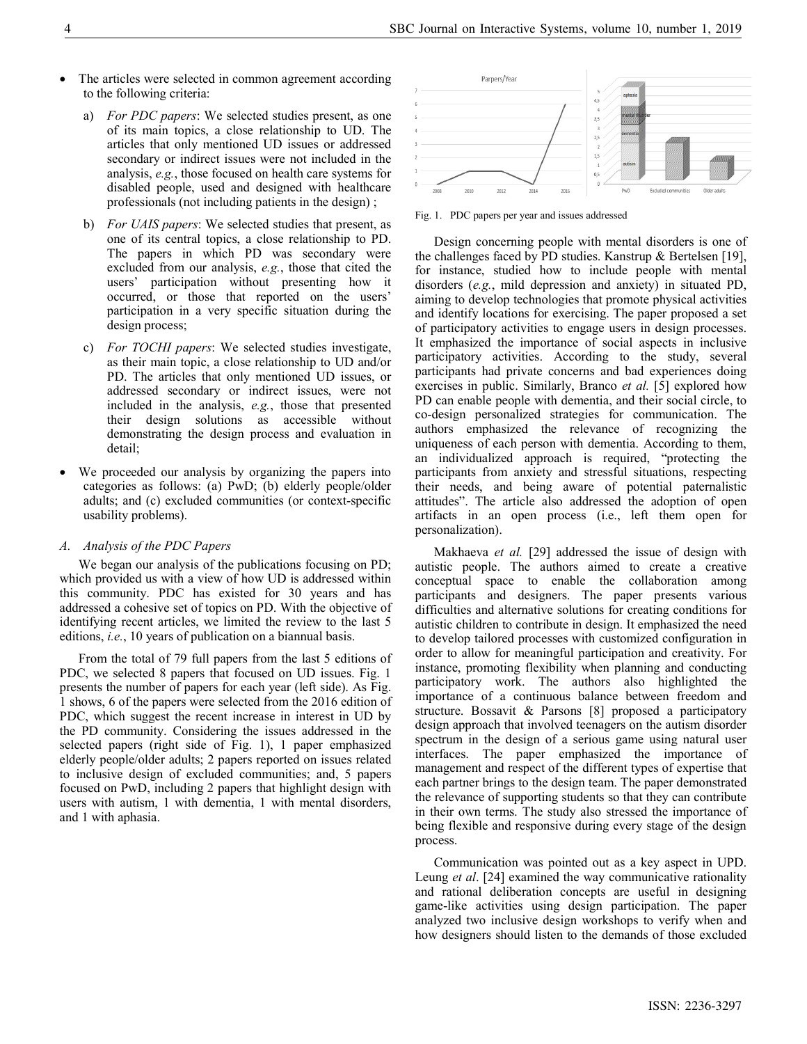- The articles were selected in common agreement according to the following criteria:

  a) *For PDC papers*: We selected studies present, as one of its main topics, a close relationship to UD. The articles that only mentioned UD issues or addressed secondary or indirect issues were not included in the analysis, *e.g.*, those focused on health care systems for disabled people, used and designed with healthcare professionals (not including patients in the design) ;

  b) *For UAIS papers*: We selected studies that present, as one of its central topics, a close relationship to PD. The papers in which PD was secondary were excluded from our analysis, *e.g.*, those that cited the users' participation without presenting how it occurred, or those that reported on the users' participation in a very specific situation during the design process;

  c) *For TOCHI papers*: We selected studies investigate, as their main topic, a close relationship to UD and/or PD. The articles that only mentioned UD issues, or addressed secondary or indirect issues, were not included in the analysis, *e.g.*, those that presented their design solutions as accessible without demonstrating the design process and evaluation in detail;

- We proceeded our analysis by organizing the papers into categories as follows: (a) PwD; (b) elderly people/older adults; and (c) excluded communities (or context-specific usability problems).

### A. Analysis of the PDC Papers

We began our analysis of the publications focusing on PD; which provided us with a view of how UD is addressed within this community. PDC has existed for 30 years and has addressed a cohesive set of topics on PD. With the objective of identifying recent articles, we limited the review to the last 5 editions, *i.e.*, 10 years of publication on a biannual basis.

From the total of 79 full papers from the last 5 editions of PDC, we selected 8 papers that focused on UD issues. Fig. 1 presents the number of papers for each year (left side). As Fig. 1 shows, 6 of the papers were selected from the 2016 edition of PDC, which suggest the recent increase in interest in UD by the PD community. Considering the issues addressed in the selected papers (right side of Fig. 1), 1 paper emphasized elderly people/older adults; 2 papers reported on issues related to inclusive design of excluded communities; and, 5 papers focused on PwD, including 2 papers that highlight design with users with autism, 1 with dementia, 1 with mental disorders, and 1 with aphasia.

Fig. 1. PDC papers per year and issues addressed

Design concerning people with mental disorders is one of the challenges faced by PD studies. Kanstrup & Bertelsen [19], for instance, studied how to include people with mental disorders (*e.g.*, mild depression and anxiety) in situated PD, aiming to develop technologies that promote physical activities and identify locations for exercising. The paper proposed a set of participatory activities to engage users in design processes. It emphasized the importance of social aspects in inclusive participatory activities. According to the study, several participants had private concerns and bad experiences doing exercises in public. Similarly, Branco *et al.* [5] explored how PD can enable people with dementia, and their social circle, to co-design personalized strategies for communication. The authors emphasized the relevance of recognizing the uniqueness of each person with dementia. According to them, an individualized approach is required, "protecting the participants from anxiety and stressful situations, respecting their needs, and being aware of potential paternalistic attitudes". The article also addressed the adoption of open artifacts in an open process (i.e., left them open for personalization).

Makhaeva *et al.* [29] addressed the issue of design with autistic people. The authors aimed to create a creative conceptual space to enable the collaboration among participants and designers. The paper presents various difficulties and alternative solutions for creating conditions for autistic children to contribute in design. It emphasized the need to develop tailored processes with customized configuration in order to allow for meaningful participation and creativity. For instance, promoting flexibility when planning and conducting participatory work. The authors also highlighted the importance of a continuous balance between freedom and structure. Bossavit & Parsons [8] proposed a participatory design approach that involved teenagers on the autism disorder spectrum in the design of a serious game using natural user interfaces. The paper emphasized the importance of management and respect of the different types of expertise that each partner brings to the design team. The paper demonstrated the relevance of supporting students so that they can contribute in their own terms. The study also stressed the importance of being flexible and responsive during every stage of the design process.

Communication was pointed out as a key aspect in UPD. Leung *et al*. [24] examined the way communicative rationality and rational deliberation concepts are useful in designing game-like activities using design participation. The paper analyzed two inclusive design workshops to verify when and how designers should listen to the demands of those excluded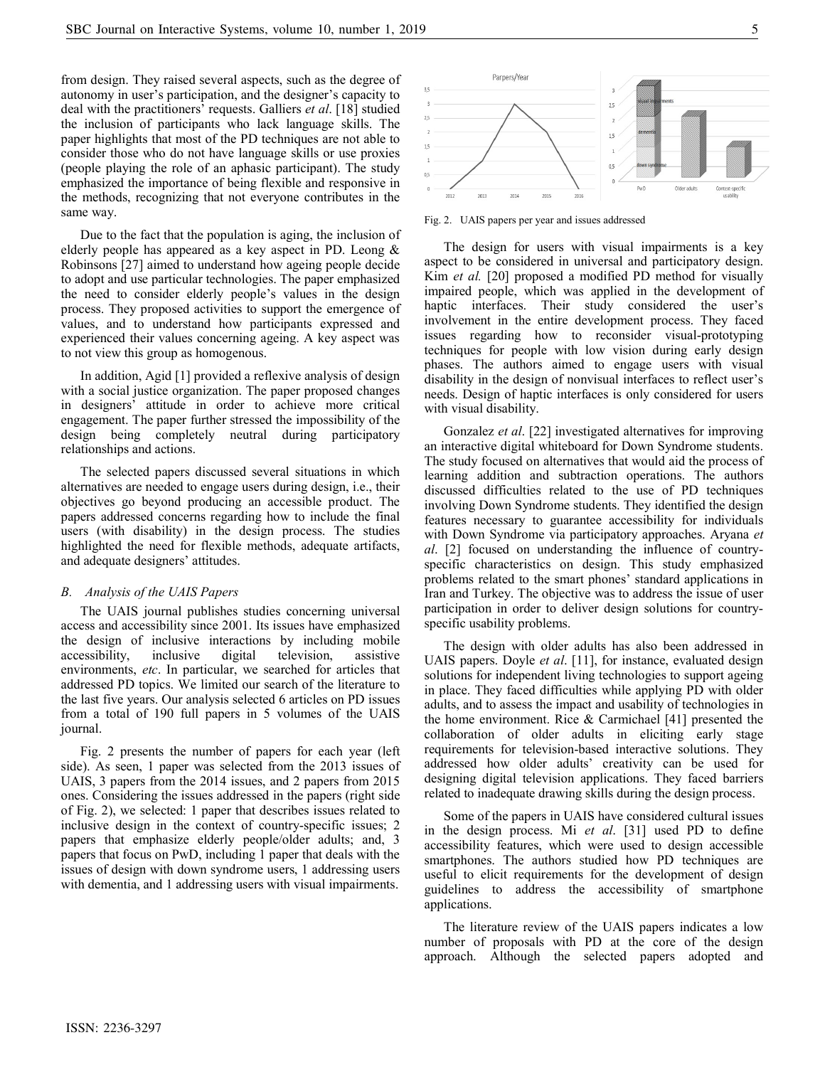from design. They raised several aspects, such as the degree of autonomy in user's participation, and the designer's capacity to deal with the practitioners' requests. Galliers *et al*. [18] studied the inclusion of participants who lack language skills. The paper highlights that most of the PD techniques are not able to consider those who do not have language skills or use proxies (people playing the role of an aphasic participant). The study emphasized the importance of being flexible and responsive in the methods, recognizing that not everyone contributes in the same way.

Due to the fact that the population is aging, the inclusion of elderly people has appeared as a key aspect in PD. Leong & Robinsons [27] aimed to understand how ageing people decide to adopt and use particular technologies. The paper emphasized the need to consider elderly people's values in the design process. They proposed activities to support the emergence of values, and to understand how participants expressed and experienced their values concerning ageing. A key aspect was to not view this group as homogenous.

In addition, Agid [1] provided a reflexive analysis of design with a social justice organization. The paper proposed changes in designers' attitude in order to achieve more critical engagement. The paper further stressed the impossibility of the design being completely neutral during participatory relationships and actions.

The selected papers discussed several situations in which alternatives are needed to engage users during design, i.e., their objectives go beyond producing an accessible product. The papers addressed concerns regarding how to include the final users (with disability) in the design process. The studies highlighted the need for flexible methods, adequate artifacts, and adequate designers' attitudes.

### B. Analysis of the UAIS Papers

The UAIS journal publishes studies concerning universal access and accessibility since 2001. Its issues have emphasized the design of inclusive interactions by including mobile accessibility, inclusive digital television, assistive environments, *etc*. In particular, we searched for articles that addressed PD topics. We limited our search of the literature to the last five years. Our analysis selected 6 articles on PD issues from a total of 190 full papers in 5 volumes of the UAIS journal.

Fig. 2 presents the number of papers for each year (left side). As seen, 1 paper was selected from the 2013 issues of UAIS, 3 papers from the 2014 issues, and 2 papers from 2015 ones. Considering the issues addressed in the papers (right side of Fig. 2), we selected: 1 paper that describes issues related to inclusive design in the context of country-specific issues; 2 papers that emphasize elderly people/older adults; and, 3 papers that focus on PwD, including 1 paper that deals with the issues of design with down syndrome users, 1 addressing users with dementia, and 1 addressing users with visual impairments.

Fig. 2. UAIS papers per year and issues addressed

The design for users with visual impairments is a key aspect to be considered in universal and participatory design. Kim *et al.* [20] proposed a modified PD method for visually impaired people, which was applied in the development of haptic interfaces. Their study considered the user's involvement in the entire development process. They faced issues regarding how to reconsider visual-prototyping techniques for people with low vision during early design phases. The authors aimed to engage users with visual disability in the design of nonvisual interfaces to reflect user's needs. Design of haptic interfaces is only considered for users with visual disability.

Gonzalez *et al*. [22] investigated alternatives for improving an interactive digital whiteboard for Down Syndrome students. The study focused on alternatives that would aid the process of learning addition and subtraction operations. The authors discussed difficulties related to the use of PD techniques involving Down Syndrome students. They identified the design features necessary to guarantee accessibility for individuals with Down Syndrome via participatory approaches. Aryana *et al*. [2] focused on understanding the influence of country-specific characteristics on design. This study emphasized problems related to the smart phones' standard applications in Iran and Turkey. The objective was to address the issue of user participation in order to deliver design solutions for country-specific usability problems.

The design with older adults has also been addressed in UAIS papers. Doyle *et al*. [11], for instance, evaluated design solutions for independent living technologies to support ageing in place. They faced difficulties while applying PD with older adults, and to assess the impact and usability of technologies in the home environment. Rice & Carmichael [41] presented the collaboration of older adults in eliciting early stage requirements for television-based interactive solutions. They addressed how older adults' creativity can be used for designing digital television applications. They faced barriers related to inadequate drawing skills during the design process.

Some of the papers in UAIS have considered cultural issues in the design process. Mi *et al*. [31] used PD to define accessibility features, which were used to design accessible smartphones. The authors studied how PD techniques are useful to elicit requirements for the development of design guidelines to address the accessibility of smartphone applications.

The literature review of the UAIS papers indicates a low number of proposals with PD at the core of the design approach. Although the selected papers adopted and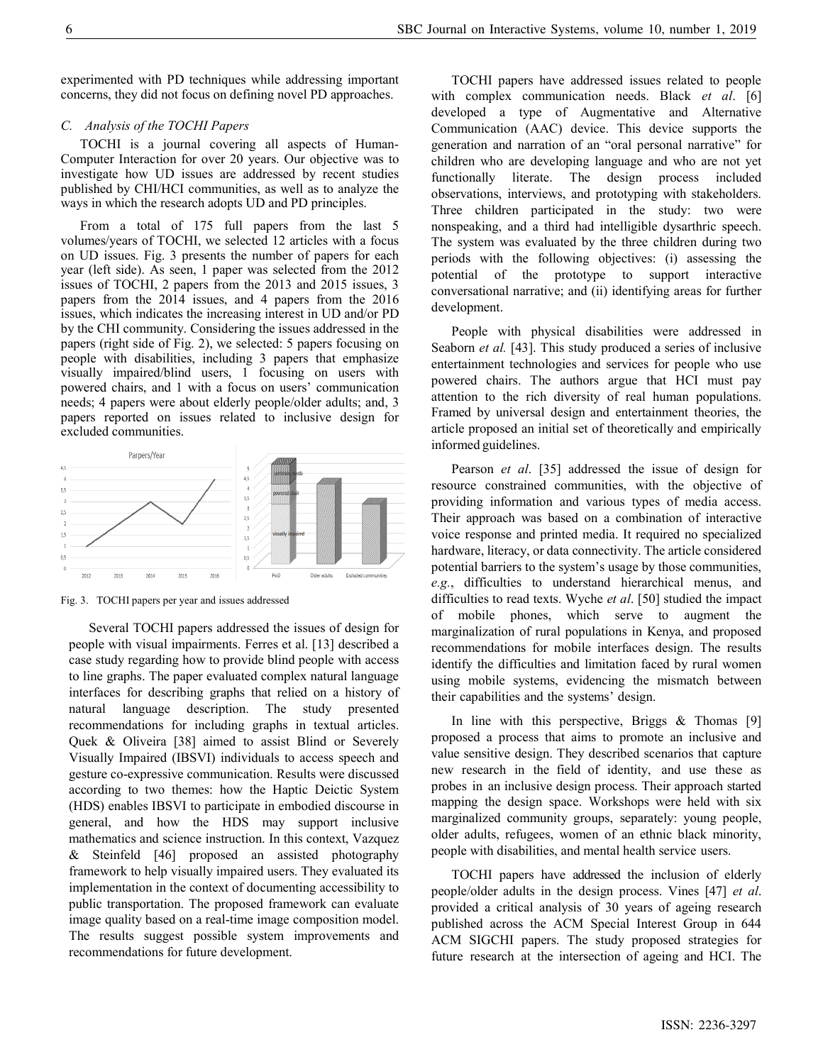experimented with PD techniques while addressing important concerns, they did not focus on defining novel PD approaches.

### C. Analysis of the TOCHI Papers

TOCHI is a journal covering all aspects of Human-Computer Interaction for over 20 years. Our objective was to investigate how UD issues are addressed by recent studies published by CHI/HCI communities, as well as to analyze the ways in which the research adopts UD and PD principles.

From a total of 175 full papers from the last 5 volumes/years of TOCHI, we selected 12 articles with a focus on UD issues. Fig. 3 presents the number of papers for each year (left side). As seen, 1 paper was selected from the 2012 issues of TOCHI, 2 papers from the 2013 and 2015 issues, 3 papers from the 2014 issues, and 4 papers from the 2016 issues, which indicates the increasing interest in UD and/or PD by the CHI community. Considering the issues addressed in the papers (right side of Fig. 2), we selected: 5 papers focusing on people with disabilities, including 3 papers that emphasize visually impaired/blind users, 1 focusing on users with powered chairs, and 1 with a focus on users' communication needs; 4 papers were about elderly people/older adults; and, 3 papers reported on issues related to inclusive design for excluded communities.

Fig. 3. TOCHI papers per year and issues addressed

Several TOCHI papers addressed the issues of design for people with visual impairments. Ferres et al. [13] described a case study regarding how to provide blind people with access to line graphs. The paper evaluated complex natural language interfaces for describing graphs that relied on a history of natural language description. The study presented recommendations for including graphs in textual articles. Quek & Oliveira [38] aimed to assist Blind or Severely Visually Impaired (IBSVI) individuals to access speech and gesture co-expressive communication. Results were discussed according to two themes: how the Haptic Deictic System (HDS) enables IBSVI to participate in embodied discourse in general, and how the HDS may support inclusive mathematics and science instruction. In this context, Vazquez & Steinfeld [46] proposed an assisted photography framework to help visually impaired users. They evaluated its implementation in the context of documenting accessibility to public transportation. The proposed framework can evaluate image quality based on a real-time image composition model. The results suggest possible system improvements and recommendations for future development.

TOCHI papers have addressed issues related to people with complex communication needs. Black *et al*. [6] developed a type of Augmentative and Alternative Communication (AAC) device. This device supports the generation and narration of an "oral personal narrative" for children who are developing language and who are not yet functionally literate. The design process included observations, interviews, and prototyping with stakeholders. Three children participated in the study: two were nonspeaking, and a third had intelligible dysarthric speech. The system was evaluated by the three children during two periods with the following objectives: (i) assessing the potential of the prototype to support interactive conversational narrative; and (ii) identifying areas for further development.

People with physical disabilities were addressed in Seaborn *et al.* [43]. This study produced a series of inclusive entertainment technologies and services for people who use powered chairs. The authors argue that HCI must pay attention to the rich diversity of real human populations. Framed by universal design and entertainment theories, the article proposed an initial set of theoretically and empirically informed guidelines.

Pearson *et al*. [35] addressed the issue of design for resource constrained communities, with the objective of providing information and various types of media access. Their approach was based on a combination of interactive voice response and printed media. It required no specialized hardware, literacy, or data connectivity. The article considered potential barriers to the system's usage by those communities, *e.g.*, difficulties to understand hierarchical menus, and difficulties to read texts. Wyche *et al*. [50] studied the impact of mobile phones, which serve to augment the marginalization of rural populations in Kenya, and proposed recommendations for mobile interfaces design. The results identify the difficulties and limitation faced by rural women using mobile systems, evidencing the mismatch between their capabilities and the systems' design.

In line with this perspective, Briggs & Thomas [9] proposed a process that aims to promote an inclusive and value sensitive design. They described scenarios that capture new research in the field of identity, and use these as probes in an inclusive design process. Their approach started mapping the design space. Workshops were held with six marginalized community groups, separately: young people, older adults, refugees, women of an ethnic black minority, people with disabilities, and mental health service users.

TOCHI papers have addressed the inclusion of elderly people/older adults in the design process. Vines [47] *et al*. provided a critical analysis of 30 years of ageing research published across the ACM Special Interest Group in 644 ACM SIGCHI papers. The study proposed strategies for future research at the intersection of ageing and HCI. The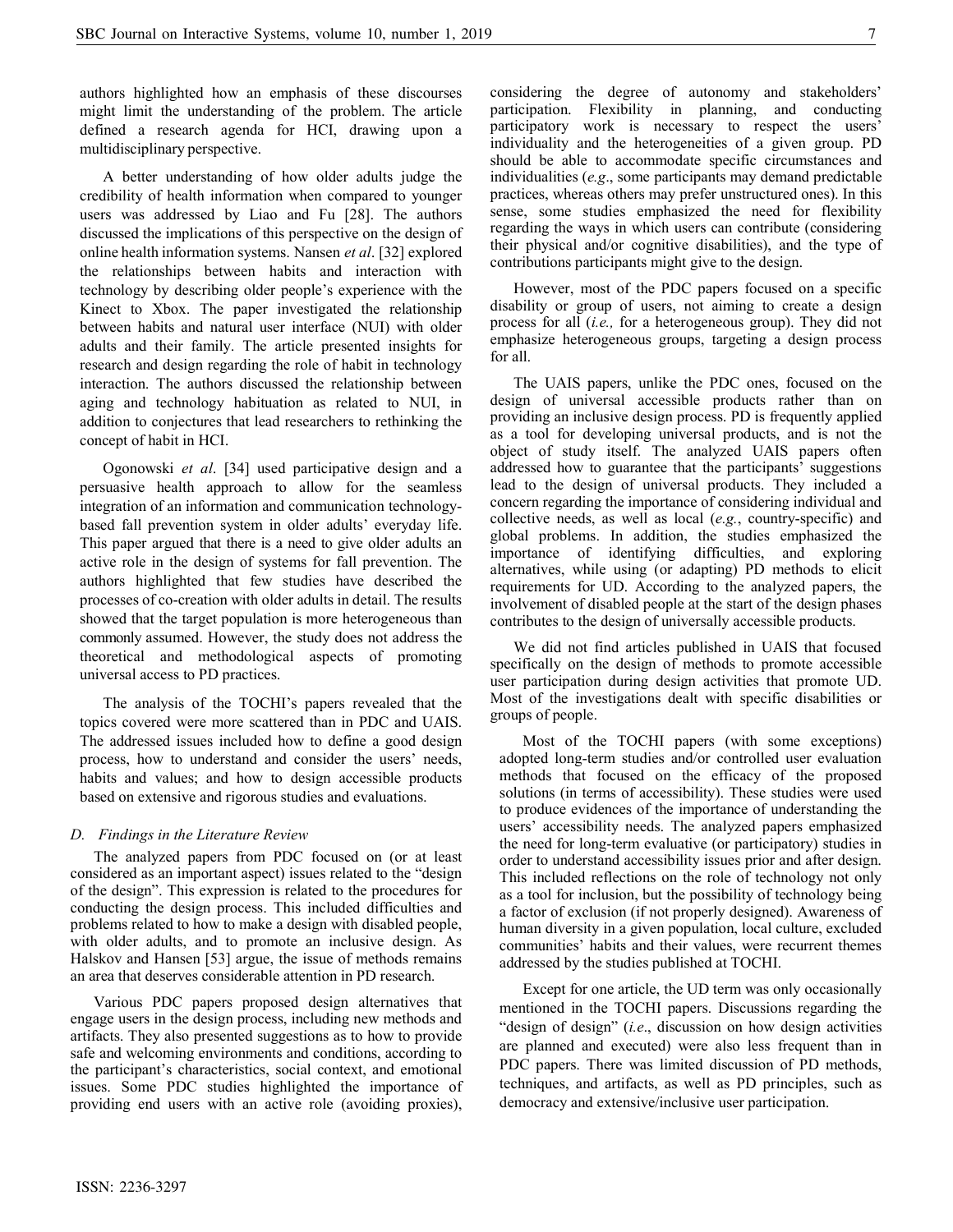authors highlighted how an emphasis of these discourses might limit the understanding of the problem. The article defined a research agenda for HCI, drawing upon a multidisciplinary perspective.

A better understanding of how older adults judge the credibility of health information when compared to younger users was addressed by Liao and Fu [28]. The authors discussed the implications of this perspective on the design of online health information systems. Nansen *et al*. [32] explored the relationships between habits and interaction with technology by describing older people's experience with the Kinect to Xbox. The paper investigated the relationship between habits and natural user interface (NUI) with older adults and their family. The article presented insights for research and design regarding the role of habit in technology interaction. The authors discussed the relationship between aging and technology habituation as related to NUI, in addition to conjectures that lead researchers to rethinking the concept of habit in HCI.

Ogonowski *et al*. [34] used participative design and a persuasive health approach to allow for the seamless integration of an information and communication technology-based fall prevention system in older adults' everyday life. This paper argued that there is a need to give older adults an active role in the design of systems for fall prevention. The authors highlighted that few studies have described the processes of co-creation with older adults in detail. The results showed that the target population is more heterogeneous than commonly assumed. However, the study does not address the theoretical and methodological aspects of promoting universal access to PD practices.

The analysis of the TOCHI's papers revealed that the topics covered were more scattered than in PDC and UAIS. The addressed issues included how to define a good design process, how to understand and consider the users' needs, habits and values; and how to design accessible products based on extensive and rigorous studies and evaluations.

### *D. Findings in the Literature Review*

The analyzed papers from PDC focused on (or at least considered as an important aspect) issues related to the "design of the design". This expression is related to the procedures for conducting the design process. This included difficulties and problems related to how to make a design with disabled people, with older adults, and to promote an inclusive design. As Halskov and Hansen [53] argue, the issue of methods remains an area that deserves considerable attention in PD research.

Various PDC papers proposed design alternatives that engage users in the design process, including new methods and artifacts. They also presented suggestions as to how to provide safe and welcoming environments and conditions, according to the participant's characteristics, social context, and emotional issues. Some PDC studies highlighted the importance of providing end users with an active role (avoiding proxies), considering the degree of autonomy and stakeholders' participation. Flexibility in planning, and conducting participatory work is necessary to respect the users' individuality and the heterogeneities of a given group. PD should be able to accommodate specific circumstances and individualities (*e.g*., some participants may demand predictable practices, whereas others may prefer unstructured ones). In this sense, some studies emphasized the need for flexibility regarding the ways in which users can contribute (considering their physical and/or cognitive disabilities), and the type of contributions participants might give to the design.

However, most of the PDC papers focused on a specific disability or group of users, not aiming to create a design process for all (*i.e.,* for a heterogeneous group). They did not emphasize heterogeneous groups, targeting a design process for all.

The UAIS papers, unlike the PDC ones, focused on the design of universal accessible products rather than on providing an inclusive design process. PD is frequently applied as a tool for developing universal products, and is not the object of study itself. The analyzed UAIS papers often addressed how to guarantee that the participants' suggestions lead to the design of universal products. They included a concern regarding the importance of considering individual and collective needs, as well as local (*e.g.*, country-specific) and global problems. In addition, the studies emphasized the importance of identifying difficulties, and exploring alternatives, while using (or adapting) PD methods to elicit requirements for UD. According to the analyzed papers, the involvement of disabled people at the start of the design phases contributes to the design of universally accessible products.

We did not find articles published in UAIS that focused specifically on the design of methods to promote accessible user participation during design activities that promote UD. Most of the investigations dealt with specific disabilities or groups of people.

Most of the TOCHI papers (with some exceptions) adopted long-term studies and/or controlled user evaluation methods that focused on the efficacy of the proposed solutions (in terms of accessibility). These studies were used to produce evidences of the importance of understanding the users' accessibility needs. The analyzed papers emphasized the need for long-term evaluative (or participatory) studies in order to understand accessibility issues prior and after design. This included reflections on the role of technology not only as a tool for inclusion, but the possibility of technology being a factor of exclusion (if not properly designed). Awareness of human diversity in a given population, local culture, excluded communities' habits and their values, were recurrent themes addressed by the studies published at TOCHI.

Except for one article, the UD term was only occasionally mentioned in the TOCHI papers. Discussions regarding the "design of design" (*i.e*., discussion on how design activities are planned and executed) were also less frequent than in PDC papers. There was limited discussion of PD methods, techniques, and artifacts, as well as PD principles, such as democracy and extensive/inclusive user participation.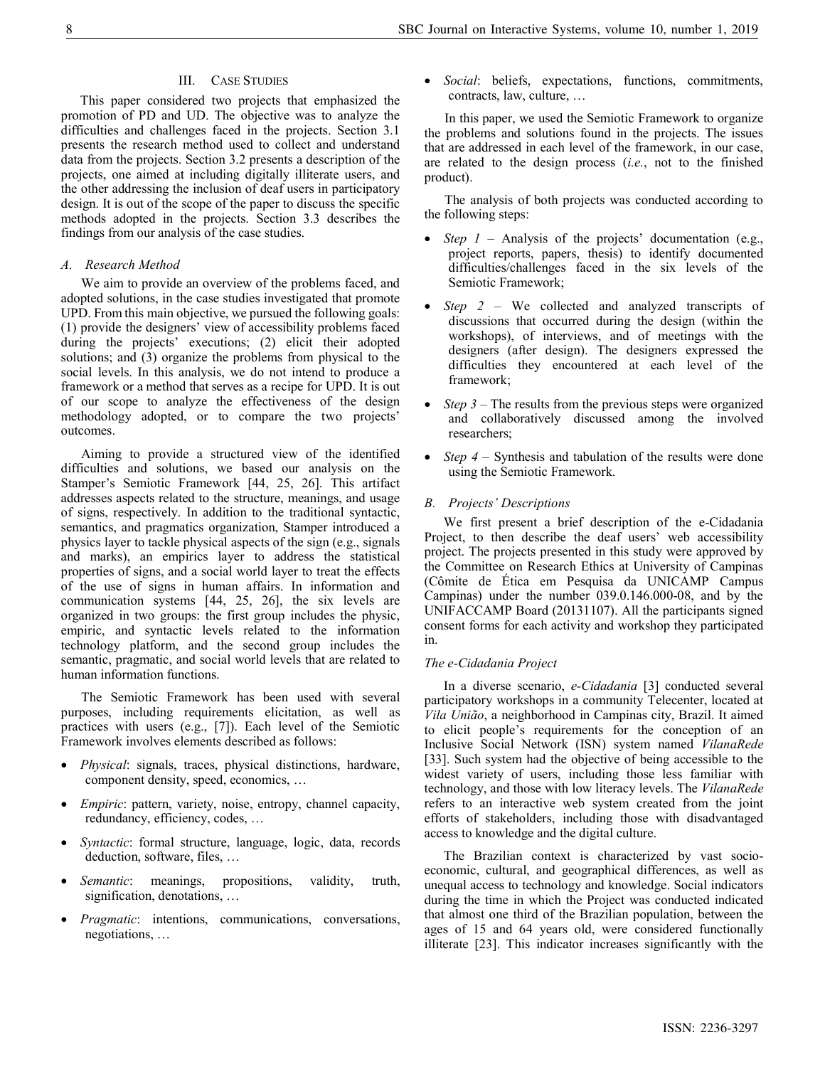## III. Case Studies

This paper considered two projects that emphasized the promotion of PD and UD. The objective was to analyze the difficulties and challenges faced in the projects. Section 3.1 presents the research method used to collect and understand data from the projects. Section 3.2 presents a description of the projects, one aimed at including digitally illiterate users, and the other addressing the inclusion of deaf users in participatory design. It is out of the scope of the paper to discuss the specific methods adopted in the projects. Section 3.3 describes the findings from our analysis of the case studies.

### *A. Research Method*

We aim to provide an overview of the problems faced, and adopted solutions, in the case studies investigated that promote UPD. From this main objective, we pursued the following goals: (1) provide the designers' view of accessibility problems faced during the projects' executions; (2) elicit their adopted solutions; and (3) organize the problems from physical to the social levels. In this analysis, we do not intend to produce a framework or a method that serves as a recipe for UPD. It is out of our scope to analyze the effectiveness of the design methodology adopted, or to compare the two projects' outcomes.

Aiming to provide a structured view of the identified difficulties and solutions, we based our analysis on the Stamper's Semiotic Framework [44, 25, 26]. This artifact addresses aspects related to the structure, meanings, and usage of signs, respectively. In addition to the traditional syntactic, semantics, and pragmatics organization, Stamper introduced a physics layer to tackle physical aspects of the sign (e.g., signals and marks), an empirics layer to address the statistical properties of signs, and a social world layer to treat the effects of the use of signs in human affairs. In information and communication systems [44, 25, 26], the six levels are organized in two groups: the first group includes the physic, empiric, and syntactic levels related to the information technology platform, and the second group includes the semantic, pragmatic, and social world levels that are related to human information functions.

The Semiotic Framework has been used with several purposes, including requirements elicitation, as well as practices with users (e.g., [7]). Each level of the Semiotic Framework involves elements described as follows:

- *Physical*: signals, traces, physical distinctions, hardware, component density, speed, economics, …
- *Empiric*: pattern, variety, noise, entropy, channel capacity, redundancy, efficiency, codes, …
- *Syntactic*: formal structure, language, logic, data, records deduction, software, files, …
- *Semantic*: meanings, propositions, validity, truth, signification, denotations, …
- *Pragmatic*: intentions, communications, conversations, negotiations, …
- *Social*: beliefs, expectations, functions, commitments, contracts, law, culture, …

In this paper, we used the Semiotic Framework to organize the problems and solutions found in the projects. The issues that are addressed in each level of the framework, in our case, are related to the design process (*i.e.*, not to the finished product).

The analysis of both projects was conducted according to the following steps:

- *Step 1* – Analysis of the projects' documentation (e.g., project reports, papers, thesis) to identify documented difficulties/challenges faced in the six levels of the Semiotic Framework;
- *Step 2* – We collected and analyzed transcripts of discussions that occurred during the design (within the workshops), of interviews, and of meetings with the designers (after design). The designers expressed the difficulties they encountered at each level of the framework;
- *Step 3* – The results from the previous steps were organized and collaboratively discussed among the involved researchers;
- *Step 4* – Synthesis and tabulation of the results were done using the Semiotic Framework.

### *B. Projects' Descriptions*

We first present a brief description of the e-Cidadania Project, to then describe the deaf users' web accessibility project. The projects presented in this study were approved by the Committee on Research Ethics at University of Campinas (Cômite de Ética em Pesquisa da UNICAMP Campus Campinas) under the number 039.0.146.000-08, and by the UNIFACCAMP Board (20131107). All the participants signed consent forms for each activity and workshop they participated in.

#### *The e-Cidadania Project*

In a diverse scenario, *e-Cidadania* [3] conducted several participatory workshops in a community Telecenter, located at *Vila União*, a neighborhood in Campinas city, Brazil. It aimed to elicit people's requirements for the conception of an Inclusive Social Network (ISN) system named *VilanaRede* [33]. Such system had the objective of being accessible to the widest variety of users, including those less familiar with technology, and those with low literacy levels. The *VilanaRede* refers to an interactive web system created from the joint efforts of stakeholders, including those with disadvantaged access to knowledge and the digital culture.

The Brazilian context is characterized by vast socio-economic, cultural, and geographical differences, as well as unequal access to technology and knowledge. Social indicators during the time in which the Project was conducted indicated that almost one third of the Brazilian population, between the ages of 15 and 64 years old, were considered functionally illiterate [23]. This indicator increases significantly with the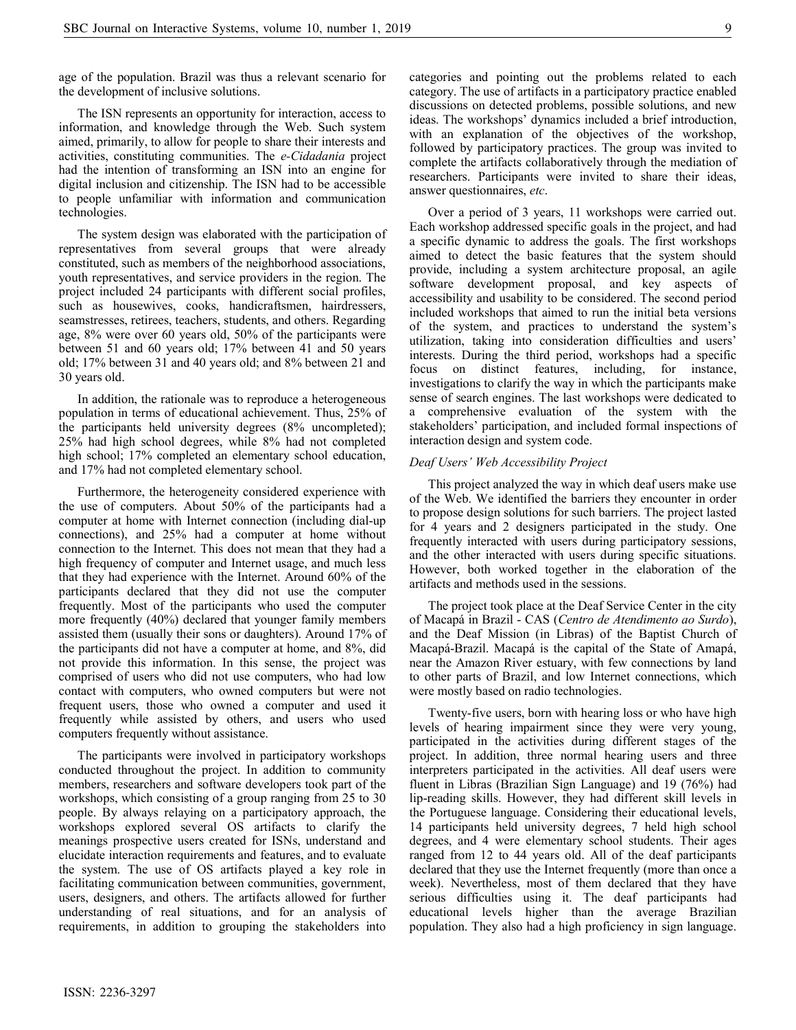age of the population. Brazil was thus a relevant scenario for the development of inclusive solutions.

The ISN represents an opportunity for interaction, access to information, and knowledge through the Web. Such system aimed, primarily, to allow for people to share their interests and activities, constituting communities. The *e-Cidadania* project had the intention of transforming an ISN into an engine for digital inclusion and citizenship. The ISN had to be accessible to people unfamiliar with information and communication technologies.

The system design was elaborated with the participation of representatives from several groups that were already constituted, such as members of the neighborhood associations, youth representatives, and service providers in the region. The project included 24 participants with different social profiles, such as housewives, cooks, handicraftsmen, hairdressers, seamstresses, retirees, teachers, students, and others. Regarding age, 8% were over 60 years old, 50% of the participants were between 51 and 60 years old; 17% between 41 and 50 years old; 17% between 31 and 40 years old; and 8% between 21 and 30 years old.

In addition, the rationale was to reproduce a heterogeneous population in terms of educational achievement. Thus, 25% of the participants held university degrees (8% uncompleted); 25% had high school degrees, while 8% had not completed high school; 17% completed an elementary school education, and 17% had not completed elementary school.

Furthermore, the heterogeneity considered experience with the use of computers. About 50% of the participants had a computer at home with Internet connection (including dial-up connections), and 25% had a computer at home without connection to the Internet. This does not mean that they had a high frequency of computer and Internet usage, and much less that they had experience with the Internet. Around 60% of the participants declared that they did not use the computer frequently. Most of the participants who used the computer more frequently (40%) declared that younger family members assisted them (usually their sons or daughters). Around 17% of the participants did not have a computer at home, and 8%, did not provide this information. In this sense, the project was comprised of users who did not use computers, who had low contact with computers, who owned computers but were not frequent users, those who owned a computer and used it frequently while assisted by others, and users who used computers frequently without assistance.

The participants were involved in participatory workshops conducted throughout the project. In addition to community members, researchers and software developers took part of the workshops, which consisting of a group ranging from 25 to 30 people. By always relaying on a participatory approach, the workshops explored several OS artifacts to clarify the meanings prospective users created for ISNs, understand and elucidate interaction requirements and features, and to evaluate the system. The use of OS artifacts played a key role in facilitating communication between communities, government, users, designers, and others. The artifacts allowed for further understanding of real situations, and for an analysis of requirements, in addition to grouping the stakeholders into categories and pointing out the problems related to each category. The use of artifacts in a participatory practice enabled discussions on detected problems, possible solutions, and new ideas. The workshops' dynamics included a brief introduction, with an explanation of the objectives of the workshop, followed by participatory practices. The group was invited to complete the artifacts collaboratively through the mediation of researchers. Participants were invited to share their ideas, answer questionnaires, *etc*.

Over a period of 3 years, 11 workshops were carried out. Each workshop addressed specific goals in the project, and had a specific dynamic to address the goals. The first workshops aimed to detect the basic features that the system should provide, including a system architecture proposal, an agile software development proposal, and key aspects of accessibility and usability to be considered. The second period included workshops that aimed to run the initial beta versions of the system, and practices to understand the system's utilization, taking into consideration difficulties and users' interests. During the third period, workshops had a specific focus on distinct features, including, for instance, investigations to clarify the way in which the participants make sense of search engines. The last workshops were dedicated to a comprehensive evaluation of the system with the stakeholders' participation, and included formal inspections of interaction design and system code.

### *Deaf Users' Web Accessibility Project*

This project analyzed the way in which deaf users make use of the Web. We identified the barriers they encounter in order to propose design solutions for such barriers. The project lasted for 4 years and 2 designers participated in the study. One frequently interacted with users during participatory sessions, and the other interacted with users during specific situations. However, both worked together in the elaboration of the artifacts and methods used in the sessions.

The project took place at the Deaf Service Center in the city of Macapá in Brazil - CAS (*Centro de Atendimento ao Surdo*), and the Deaf Mission (in Libras) of the Baptist Church of Macapá-Brazil. Macapá is the capital of the State of Amapá, near the Amazon River estuary, with few connections by land to other parts of Brazil, and low Internet connections, which were mostly based on radio technologies.

Twenty-five users, born with hearing loss or who have high levels of hearing impairment since they were very young, participated in the activities during different stages of the project. In addition, three normal hearing users and three interpreters participated in the activities. All deaf users were fluent in Libras (Brazilian Sign Language) and 19 (76%) had lip-reading skills. However, they had different skill levels in the Portuguese language. Considering their educational levels, 14 participants held university degrees, 7 held high school degrees, and 4 were elementary school students. Their ages ranged from 12 to 44 years old. All of the deaf participants declared that they use the Internet frequently (more than once a week). Nevertheless, most of them declared that they have serious difficulties using it. The deaf participants had educational levels higher than the average Brazilian population. They also had a high proficiency in sign language.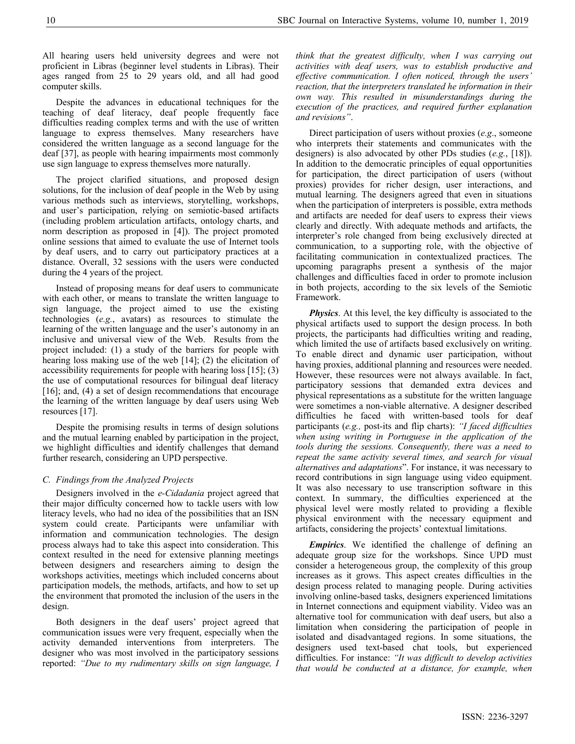All hearing users held university degrees and were not proficient in Libras (beginner level students in Libras). Their ages ranged from 25 to 29 years old, and all had good computer skills.

Despite the advances in educational techniques for the teaching of deaf literacy, deaf people frequently face difficulties reading complex terms and with the use of written language to express themselves. Many researchers have considered the written language as a second language for the deaf [37], as people with hearing impairments most commonly use sign language to express themselves more naturally.

The project clarified situations, and proposed design solutions, for the inclusion of deaf people in the Web by using various methods such as interviews, storytelling, workshops, and user's participation, relying on semiotic-based artifacts (including problem articulation artifacts, ontology charts, and norm description as proposed in [4]). The project promoted online sessions that aimed to evaluate the use of Internet tools by deaf users, and to carry out participatory practices at a distance. Overall, 32 sessions with the users were conducted during the 4 years of the project.

Instead of proposing means for deaf users to communicate with each other, or means to translate the written language to sign language, the project aimed to use the existing technologies (*e.g.*, avatars) as resources to stimulate the learning of the written language and the user's autonomy in an inclusive and universal view of the Web. Results from the project included: (1) a study of the barriers for people with hearing loss making use of the web [14]; (2) the elicitation of accessibility requirements for people with hearing loss [15]; (3) the use of computational resources for bilingual deaf literacy [16]; and, (4) a set of design recommendations that encourage the learning of the written language by deaf users using Web resources [17].

Despite the promising results in terms of design solutions and the mutual learning enabled by participation in the project, we highlight difficulties and identify challenges that demand further research, considering an UPD perspective.

### C. Findings from the Analyzed Projects

Designers involved in the *e-Cidadania* project agreed that their major difficulty concerned how to tackle users with low literacy levels, who had no idea of the possibilities that an ISN system could create. Participants were unfamiliar with information and communication technologies. The design process always had to take this aspect into consideration. This context resulted in the need for extensive planning meetings between designers and researchers aiming to design the workshops activities, meetings which included concerns about participation models, the methods, artifacts, and how to set up the environment that promoted the inclusion of the users in the design.

Both designers in the deaf users' project agreed that communication issues were very frequent, especially when the activity demanded interventions from interpreters. The designer who was most involved in the participatory sessions reported: *"Due to my rudimentary skills on sign language, I think that the greatest difficulty, when I was carrying out activities with deaf users, was to establish productive and effective communication. I often noticed, through the users' reaction, that the interpreters translated he information in their own way. This resulted in misunderstandings during the execution of the practices, and required further explanation and revisions"*.

Direct participation of users without proxies (*e.g*., someone who interprets their statements and communicates with the designers) is also advocated by other PDs studies (*e.g.*, [18]). In addition to the democratic principles of equal opportunities for participation, the direct participation of users (without proxies) provides for richer design, user interactions, and mutual learning. The designers agreed that even in situations when the participation of interpreters is possible, extra methods and artifacts are needed for deaf users to express their views clearly and directly. With adequate methods and artifacts, the interpreter's role changed from being exclusively directed at communication, to a supporting role, with the objective of facilitating communication in contextualized practices. The upcoming paragraphs present a synthesis of the major challenges and difficulties faced in order to promote inclusion in both projects, according to the six levels of the Semiotic Framework.

***Physics***. At this level, the key difficulty is associated to the physical artifacts used to support the design process. In both projects, the participants had difficulties writing and reading, which limited the use of artifacts based exclusively on writing. To enable direct and dynamic user participation, without having proxies, additional planning and resources were needed. However, these resources were not always available. In fact, participatory sessions that demanded extra devices and physical representations as a substitute for the written language were sometimes a non-viable alternative. A designer described difficulties he faced with written-based tools for deaf participants (*e.g.,* post-its and flip charts): *"I faced difficulties when using writing in Portuguese in the application of the tools during the sessions. Consequently, there was a need to repeat the same activity several times, and search for visual alternatives and adaptations*". For instance, it was necessary to record contributions in sign language using video equipment. It was also necessary to use transcription software in this context. In summary, the difficulties experienced at the physical level were mostly related to providing a flexible physical environment with the necessary equipment and artifacts, considering the projects' contextual limitations.

***Empirics***. We identified the challenge of defining an adequate group size for the workshops. Since UPD must consider a heterogeneous group, the complexity of this group increases as it grows. This aspect creates difficulties in the design process related to managing people. During activities involving online-based tasks, designers experienced limitations in Internet connections and equipment viability. Video was an alternative tool for communication with deaf users, but also a limitation when considering the participation of people in isolated and disadvantaged regions. In some situations, the designers used text-based chat tools, but experienced difficulties. For instance: *"It was difficult to develop activities that would be conducted at a distance, for example, when*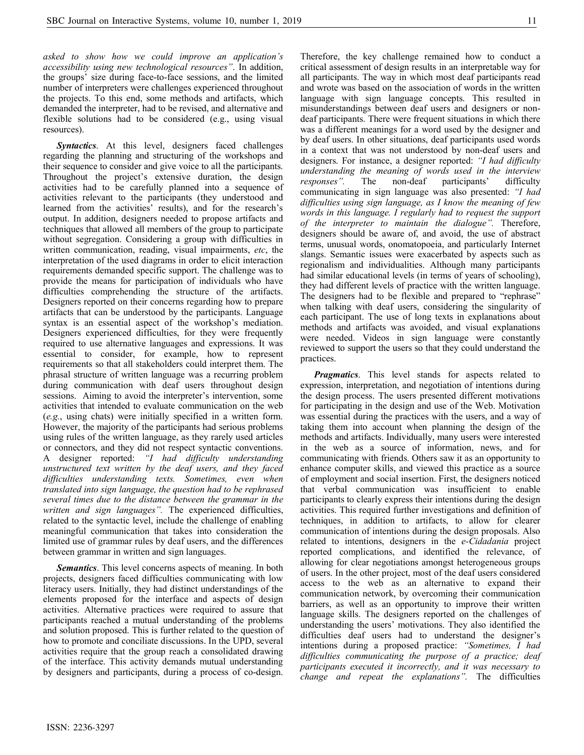*asked to show how we could improve an application's accessibility using new technological resources"*. In addition, the groups' size during face-to-face sessions, and the limited number of interpreters were challenges experienced throughout the projects. To this end, some methods and artifacts, which demanded the interpreter, had to be revised, and alternative and flexible solutions had to be considered (e.g., using visual resources).

***Syntactics***. At this level, designers faced challenges regarding the planning and structuring of the workshops and their sequence to consider and give voice to all the participants. Throughout the project's extensive duration, the design activities had to be carefully planned into a sequence of activities relevant to the participants (they understood and learned from the activities' results), and for the research's output. In addition, designers needed to propose artifacts and techniques that allowed all members of the group to participate without segregation. Considering a group with difficulties in written communication, reading, visual impairments, *etc*, the interpretation of the used diagrams in order to elicit interaction requirements demanded specific support. The challenge was to provide the means for participation of individuals who have difficulties comprehending the structure of the artifacts. Designers reported on their concerns regarding how to prepare artifacts that can be understood by the participants. Language syntax is an essential aspect of the workshop's mediation. Designers experienced difficulties, for they were frequently required to use alternative languages and expressions. It was essential to consider, for example, how to represent requirements so that all stakeholders could interpret them. The phrasal structure of written language was a recurring problem during communication with deaf users throughout design sessions. Aiming to avoid the interpreter's intervention, some activities that intended to evaluate communication on the web (*e.g.*, using chats) were initially specified in a written form. However, the majority of the participants had serious problems using rules of the written language, as they rarely used articles or connectors, and they did not respect syntactic conventions. A designer reported: *"I had difficulty understanding unstructured text written by the deaf users, and they faced difficulties understanding texts. Sometimes, even when translated into sign language, the question had to be rephrased several times due to the distance between the grammar in the written and sign languages"*. The experienced difficulties, related to the syntactic level, include the challenge of enabling meaningful communication that takes into consideration the limited use of grammar rules by deaf users, and the differences between grammar in written and sign languages.

***Semantics***. This level concerns aspects of meaning. In both projects, designers faced difficulties communicating with low literacy users. Initially, they had distinct understandings of the elements proposed for the interface and aspects of design activities. Alternative practices were required to assure that participants reached a mutual understanding of the problems and solution proposed. This is further related to the question of how to promote and conciliate discussions. In the UPD, several activities require that the group reach a consolidated drawing of the interface. This activity demands mutual understanding by designers and participants, during a process of co-design. Therefore, the key challenge remained how to conduct a critical assessment of design results in an interpretable way for all participants. The way in which most deaf participants read and wrote was based on the association of words in the written language with sign language concepts. This resulted in misunderstandings between deaf users and designers or non-deaf participants. There were frequent situations in which there was a different meanings for a word used by the designer and by deaf users. In other situations, deaf participants used words in a context that was not understood by non-deaf users and designers. For instance, a designer reported: *"I had difficulty understanding the meaning of words used in the interview responses"*. The non-deaf participants' difficulty communicating in sign language was also presented: *"I had difficulties using sign language, as I know the meaning of few words in this language. I regularly had to request the support of the interpreter to maintain the dialogue"*. Therefore, designers should be aware of, and avoid, the use of abstract terms, unusual words, onomatopoeia, and particularly Internet slangs. Semantic issues were exacerbated by aspects such as regionalism and individualities. Although many participants had similar educational levels (in terms of years of schooling), they had different levels of practice with the written language. The designers had to be flexible and prepared to "rephrase" when talking with deaf users, considering the singularity of each participant. The use of long texts in explanations about methods and artifacts was avoided, and visual explanations were needed. Videos in sign language were constantly reviewed to support the users so that they could understand the practices.

***Pragmatics***. This level stands for aspects related to expression, interpretation, and negotiation of intentions during the design process. The users presented different motivations for participating in the design and use of the Web. Motivation was essential during the practices with the users, and a way of taking them into account when planning the design of the methods and artifacts. Individually, many users were interested in the web as a source of information, news, and for communicating with friends. Others saw it as an opportunity to enhance computer skills, and viewed this practice as a source of employment and social insertion. First, the designers noticed that verbal communication was insufficient to enable participants to clearly express their intentions during the design activities. This required further investigations and definition of techniques, in addition to artifacts, to allow for clearer communication of intentions during the design proposals. Also related to intentions, designers in the *e-Cidadania* project reported complications, and identified the relevance, of allowing for clear negotiations amongst heterogeneous groups of users. In the other project, most of the deaf users considered access to the web as an alternative to expand their communication network, by overcoming their communication barriers, as well as an opportunity to improve their written language skills. The designers reported on the challenges of understanding the users' motivations. They also identified the difficulties deaf users had to understand the designer's intentions during a proposed practice: *"Sometimes, I had difficulties communicating the purpose of a practice; deaf participants executed it incorrectly, and it was necessary to change and repeat the explanations"*. The difficulties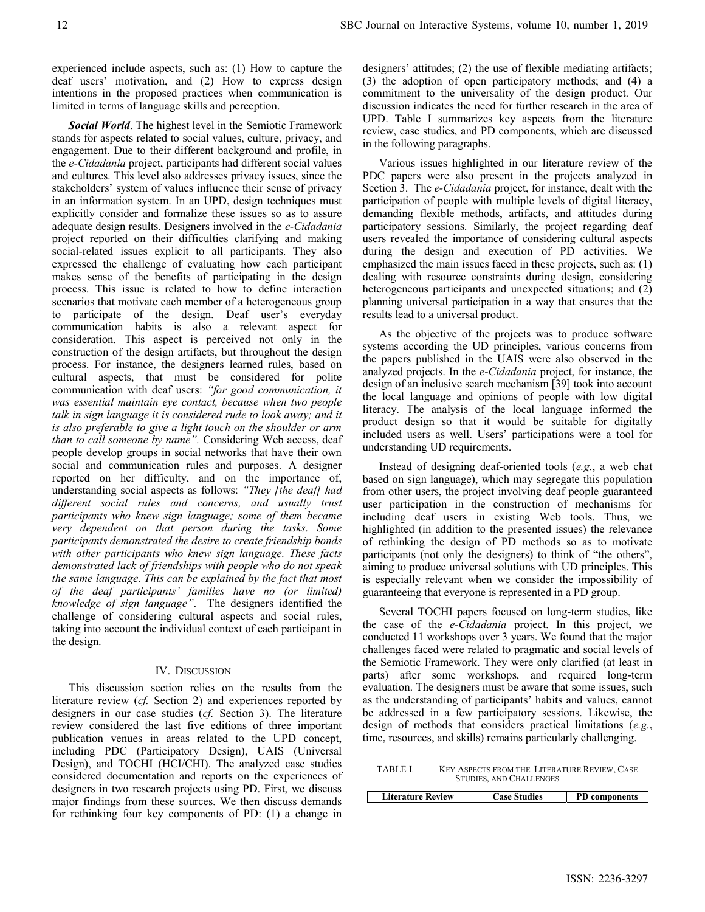experienced include aspects, such as: (1) How to capture the deaf users' motivation, and (2) How to express design intentions in the proposed practices when communication is limited in terms of language skills and perception.

***Social World***. The highest level in the Semiotic Framework stands for aspects related to social values, culture, privacy, and engagement. Due to their different background and profile, in the *e-Cidadania* project, participants had different social values and cultures. This level also addresses privacy issues, since the stakeholders' system of values influence their sense of privacy in an information system. In an UPD, design techniques must explicitly consider and formalize these issues so as to assure adequate design results. Designers involved in the *e-Cidadania* project reported on their difficulties clarifying and making social-related issues explicit to all participants. They also expressed the challenge of evaluating how each participant makes sense of the benefits of participating in the design process. This issue is related to how to define interaction scenarios that motivate each member of a heterogeneous group to participate of the design. Deaf user's everyday communication habits is also a relevant aspect for consideration. This aspect is perceived not only in the construction of the design artifacts, but throughout the design process. For instance, the designers learned rules, based on cultural aspects, that must be considered for polite communication with deaf users: *"for good communication, it was essential maintain eye contact, because when two people talk in sign language it is considered rude to look away; and it is also preferable to give a light touch on the shoulder or arm than to call someone by name".* Considering Web access, deaf people develop groups in social networks that have their own social and communication rules and purposes. A designer reported on her difficulty, and on the importance of, understanding social aspects as follows: *"They [the deaf] had different social rules and concerns, and usually trust participants who knew sign language; some of them became very dependent on that person during the tasks. Some participants demonstrated the desire to create friendship bonds with other participants who knew sign language. These facts demonstrated lack of friendships with people who do not speak the same language. This can be explained by the fact that most of the deaf participants' families have no (or limited) knowledge of sign language".* The designers identified the challenge of considering cultural aspects and social rules, taking into account the individual context of each participant in the design.

## IV. Discussion

This discussion section relies on the results from the literature review (*cf.* Section 2) and experiences reported by designers in our case studies (*cf.* Section 3). The literature review considered the last five editions of three important publication venues in areas related to the UPD concept, including PDC (Participatory Design), UAIS (Universal Design), and TOCHI (HCI/CHI). The analyzed case studies considered documentation and reports on the experiences of designers in two research projects using PD. First, we discuss major findings from these sources. We then discuss demands for rethinking four key components of PD: (1) a change in designers' attitudes; (2) the use of flexible mediating artifacts; (3) the adoption of open participatory methods; and (4) a commitment to the universality of the design product. Our discussion indicates the need for further research in the area of UPD. Table I summarizes key aspects from the literature review, case studies, and PD components, which are discussed in the following paragraphs.

Various issues highlighted in our literature review of the PDC papers were also present in the projects analyzed in Section 3. The *e-Cidadania* project, for instance, dealt with the participation of people with multiple levels of digital literacy, demanding flexible methods, artifacts, and attitudes during participatory sessions. Similarly, the project regarding deaf users revealed the importance of considering cultural aspects during the design and execution of PD activities. We emphasized the main issues faced in these projects, such as: (1) dealing with resource constraints during design, considering heterogeneous participants and unexpected situations; and (2) planning universal participation in a way that ensures that the results lead to a universal product.

As the objective of the projects was to produce software systems according the UD principles, various concerns from the papers published in the UAIS were also observed in the analyzed projects. In the *e-Cidadania* project, for instance, the design of an inclusive search mechanism [39] took into account the local language and opinions of people with low digital literacy. The analysis of the local language informed the product design so that it would be suitable for digitally included users as well. Users' participations were a tool for understanding UD requirements.

Instead of designing deaf-oriented tools (*e.g.*, a web chat based on sign language), which may segregate this population from other users, the project involving deaf people guaranteed user participation in the construction of mechanisms for including deaf users in existing Web tools. Thus, we highlighted (in addition to the presented issues) the relevance of rethinking the design of PD methods so as to motivate participants (not only the designers) to think of "the others", aiming to produce universal solutions with UD principles. This is especially relevant when we consider the impossibility of guaranteeing that everyone is represented in a PD group.

Several TOCHI papers focused on long-term studies, like the case of the *e-Cidadania* project. In this project, we conducted 11 workshops over 3 years. We found that the major challenges faced were related to pragmatic and social levels of the Semiotic Framework. They were only clarified (at least in parts) after some workshops, and required long-term evaluation. The designers must be aware that some issues, such as the understanding of participants' habits and values, cannot be addressed in a few participatory sessions. Likewise, the design of methods that considers practical limitations (*e.g.*, time, resources, and skills) remains particularly challenging.

TABLE I. Key Aspects from the Literature Review, Case Studies, and Challenges

| Literature Review | Case Studies | PD components |
|---|---|---|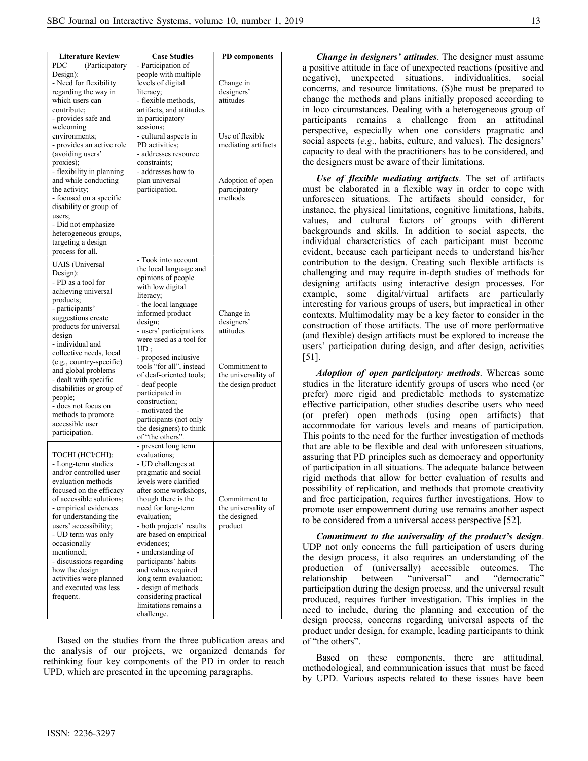| Literature Review | Case Studies | PD components |
|---|---|---|
| PDC (Participatory Design): - Need for flexibility regarding the way in which users can contribute; - provides safe and welcoming environments; - provides an active role (avoiding users' proxies); - flexibility in planning and while conducting the activity; - focused on a specific disability or group of users; - Did not emphasize heterogeneous groups, targeting a design process for all. | - Participation of people with multiple levels of digital literacy; - flexible methods, artifacts, and attitudes in participatory sessions; - cultural aspects in PD activities; - addresses resource constraints; - addresses how to plan universal participation. | Change in designers' attitudes<br><br>Use of flexible mediating artifacts<br><br>Adoption of open participatory methods |
| UAIS (Universal Design): - PD as a tool for achieving universal products; - participants' suggestions create products for universal design - individual and collective needs, local (e.g., country-specific) and global problems - dealt with specific disabilities or group of people; - does not focus on methods to promote accessible user participation. | - Took into account the local language and opinions of people with low digital literacy; - the local language informed product design; - users' participations were used as a tool for UD ; - proposed inclusive tools "for all", instead of deaf-oriented tools; - deaf people participated in construction; - motivated the participants (not only the designers) to think of "the others". | Change in designers' attitudes<br><br>Commitment to the universality of the design product |
| TOCHI (HCI/CHI): - Long-term studies and/or controlled user evaluation methods focused on the efficacy of accessible solutions; - empirical evidences for understanding the users' accessibility; - UD term was only occasionally mentioned; - discussions regarding how the design activities were planned and executed was less frequent. | - present long term evaluations; - UD challenges at pragmatic and social levels were clarified after some workshops, though there is the need for long-term evaluation; - both projects' results are based on empirical evidences; - understanding of participants' habits and values required long term evaluation; - design of methods considering practical limitations remains a challenge. | Commitment to the universality of the designed product |

Based on the studies from the three publication areas and the analysis of our projects, we organized demands for rethinking four key components of the PD in order to reach UPD, which are presented in the upcoming paragraphs.

***Change in designers' attitudes*.** The designer must assume a positive attitude in face of unexpected reactions (positive and negative), unexpected situations, individualities, social concerns, and resource limitations. (S)he must be prepared to change the methods and plans initially proposed according to in loco circumstances. Dealing with a heterogeneous group of participants remains a challenge from an attitudinal perspective, especially when one considers pragmatic and social aspects (*e.g.*, habits, culture, and values). The designers' capacity to deal with the practitioners has to be considered, and the designers must be aware of their limitations.

***Use of flexible mediating artifacts*.** The set of artifacts must be elaborated in a flexible way in order to cope with unforeseen situations. The artifacts should consider, for instance, the physical limitations, cognitive limitations, habits, values, and cultural factors of groups with different backgrounds and skills. In addition to social aspects, the individual characteristics of each participant must become evident, because each participant needs to understand his/her contribution to the design. Creating such flexible artifacts is challenging and may require in-depth studies of methods for designing artifacts using interactive design processes. For example, some digital/virtual artifacts are particularly interesting for various groups of users, but impractical in other contexts. Multimodality may be a key factor to consider in the construction of those artifacts. The use of more performative (and flexible) design artifacts must be explored to increase the users' participation during design, and after design, activities [51].

***Adoption of open participatory methods*.** Whereas some studies in the literature identify groups of users who need (or prefer) more rigid and predictable methods to systematize effective participation, other studies describe users who need (or prefer) open methods (using open artifacts) that accommodate for various levels and means of participation. This points to the need for the further investigation of methods that are able to be flexible and deal with unforeseen situations, assuring that PD principles such as democracy and opportunity of participation in all situations. The adequate balance between rigid methods that allow for better evaluation of results and possibility of replication, and methods that promote creativity and free participation, requires further investigations. How to promote user empowerment during use remains another aspect to be considered from a universal access perspective [52].

***Commitment to the universality of the product's design*.** UDP not only concerns the full participation of users during the design process, it also requires an understanding of the production of (universally) accessible outcomes. The relationship between "universal" and "democratic" participation during the design process, and the universal result produced, requires further investigation. This implies in the need to include, during the planning and execution of the design process, concerns regarding universal aspects of the product under design, for example, leading participants to think of "the others".

Based on these components, there are attitudinal, methodological, and communication issues that must be faced by UPD. Various aspects related to these issues have been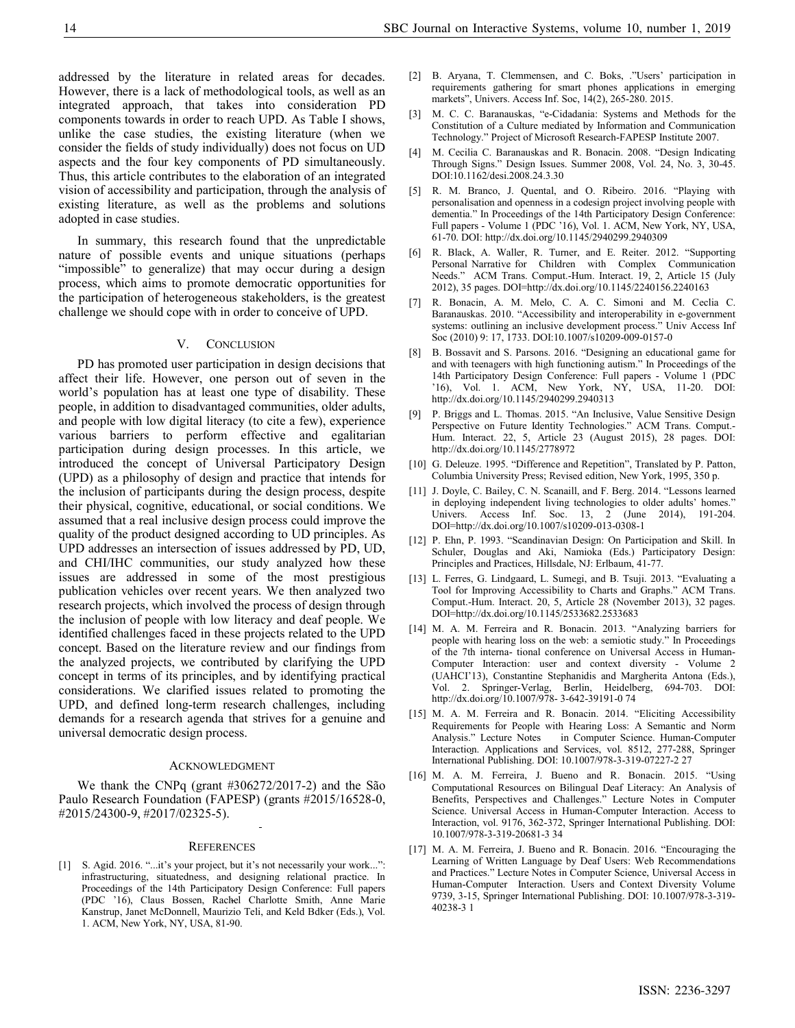addressed by the literature in related areas for decades. However, there is a lack of methodological tools, as well as an integrated approach, that takes into consideration PD components towards in order to reach UPD. As Table I shows, unlike the case studies, the existing literature (when we consider the fields of study individually) does not focus on UD aspects and the four key components of PD simultaneously. Thus, this article contributes to the elaboration of an integrated vision of accessibility and participation, through the analysis of existing literature, as well as the problems and solutions adopted in case studies.

In summary, this research found that the unpredictable nature of possible events and unique situations (perhaps "impossible" to generalize) that may occur during a design process, which aims to promote democratic opportunities for the participation of heterogeneous stakeholders, is the greatest challenge we should cope with in order to conceive of UPD.

## V. CONCLUSION

PD has promoted user participation in design decisions that affect their life. However, one person out of seven in the world's population has at least one type of disability. These people, in addition to disadvantaged communities, older adults, and people with low digital literacy (to cite a few), experience various barriers to perform effective and egalitarian participation during design processes. In this article, we introduced the concept of Universal Participatory Design (UPD) as a philosophy of design and practice that intends for the inclusion of participants during the design process, despite their physical, cognitive, educational, or social conditions. We assumed that a real inclusive design process could improve the quality of the product designed according to UD principles. As UPD addresses an intersection of issues addressed by PD, UD, and CHI/IHC communities, our study analyzed how these issues are addressed in some of the most prestigious publication vehicles over recent years. We then analyzed two research projects, which involved the process of design through the inclusion of people with low literacy and deaf people. We identified challenges faced in these projects related to the UPD concept. Based on the literature review and our findings from the analyzed projects, we contributed by clarifying the UPD concept in terms of its principles, and by identifying practical considerations. We clarified issues related to promoting the UPD, and defined long-term research challenges, including demands for a research agenda that strives for a genuine and universal democratic design process.

## ACKNOWLEDGMENT

We thank the CNPq (grant #306272/2017-2) and the São Paulo Research Foundation (FAPESP) (grants #2015/16528-0, #2015/24300-9, #2017/02325-5).

## REFERENCES

[1] S. Agid. 2016. "...it's your project, but it's not necessarily your work...": infrastructuring, situatedness, and designing relational practice. In Proceedings of the 14th Participatory Design Conference: Full papers (PDC '16), Claus Bossen, Rachel Charlotte Smith, Anne Marie Kanstrup, Janet McDonnell, Maurizio Teli, and Keld Bdker (Eds.), Vol. 1. ACM, New York, NY, USA, 81-90.

[2] B. Aryana, T. Clemmensen, and C. Boks, ."Users' participation in requirements gathering for smart phones applications in emerging markets", Univers. Access Inf. Soc, 14(2), 265-280. 2015.

[3] M. C. C. Baranauskas, "e-Cidadania: Systems and Methods for the Constitution of a Culture mediated by Information and Communication Technology." Project of Microsoft Research-FAPESP Institute 2007.

[4] M. Cecilia C. Baranauskas and R. Bonacin. 2008. "Design Indicating Through Signs." Design Issues. Summer 2008, Vol. 24, No. 3, 30-45. DOI:10.1162/desi.2008.24.3.30

[5] R. M. Branco, J. Quental, and O. Ribeiro. 2016. "Playing with personalisation and openness in a codesign project involving people with dementia." In Proceedings of the 14th Participatory Design Conference: Full papers - Volume 1 (PDC '16), Vol. 1. ACM, New York, NY, USA, 61-70. DOI: http://dx.doi.org/10.1145/2940299.2940309

[6] R. Black, A. Waller, R. Turner, and E. Reiter. 2012. "Supporting Personal Narrative for Children with Complex Communication Needs." ACM Trans. Comput.-Hum. Interact. 19, 2, Article 15 (July 2012), 35 pages. DOI=http://dx.doi.org/10.1145/2240156.2240163

[7] R. Bonacin, A. M. Melo, C. A. C. Simoni and M. Ceclia C. Baranauskas. 2010. "Accessibility and interoperability in e-government systems: outlining an inclusive development process." Univ Access Inf Soc (2010) 9: 17, 1733. DOI:10.1007/s10209-009-0157-0

[8] B. Bossavit and S. Parsons. 2016. "Designing an educational game for and with teenagers with high functioning autism." In Proceedings of the 14th Participatory Design Conference: Full papers - Volume 1 (PDC '16), Vol. 1. ACM, New York, NY, USA, 11-20. DOI: http://dx.doi.org/10.1145/2940299.2940313

[9] P. Briggs and L. Thomas. 2015. "An Inclusive, Value Sensitive Design Perspective on Future Identity Technologies." ACM Trans. Comput.-Hum. Interact. 22, 5, Article 23 (August 2015), 28 pages. DOI: http://dx.doi.org/10.1145/2778972

[10] G. Deleuze. 1995. "Difference and Repetition", Translated by P. Patton, Columbia University Press; Revised edition, New York, 1995, 350 p.

[11] J. Doyle, C. Bailey, C. N. Scanaill, and F. Berg. 2014. "Lessons learned in deploying independent living technologies to older adults' homes." Univers. Access Inf. Soc. 13, 2 (June 2014), 191-204. DOI=http://dx.doi.org/10.1007/s10209-013-0308-1

[12] P. Ehn, P. 1993. "Scandinavian Design: On Participation and Skill. In Schuler, Douglas and Aki, Namioka (Eds.) Participatory Design: Principles and Practices, Hillsdale, NJ: Erlbaum, 41-77.

[13] L. Ferres, G. Lindgaard, L. Sumegi, and B. Tsuji. 2013. "Evaluating a Tool for Improving Accessibility to Charts and Graphs." ACM Trans. Comput.-Hum. Interact. 20, 5, Article 28 (November 2013), 32 pages. DOI=http://dx.doi.org/10.1145/2533682.2533683

[14] M. A. M. Ferreira and R. Bonacin. 2013. "Analyzing barriers for people with hearing loss on the web: a semiotic study." In Proceedings of the 7th interna- tional conference on Universal Access in Human-Computer Interaction: user and context diversity - Volume 2 (UAHCI'13), Constantine Stephanidis and Margherita Antona (Eds.), Vol. 2. Springer-Verlag, Berlin, Heidelberg, 694-703. DOI: http://dx.doi.org/10.1007/978- 3-642-39191-0 74

[15] M. A. M. Ferreira and R. Bonacin. 2014. "Eliciting Accessibility Requirements for People with Hearing Loss: A Semantic and Norm Analysis." Lecture Notes in Computer Science. Human-Computer Interaction. Applications and Services, vol. 8512, 277-288, Springer International Publishing. DOI: 10.1007/978-3-319-07227-2 27

[16] M. A. M. Ferreira, J. Bueno and R. Bonacin. 2015. "Using Computational Resources on Bilingual Deaf Literacy: An Analysis of Benefits, Perspectives and Challenges." Lecture Notes in Computer Science. Universal Access in Human-Computer Interaction. Access to Interaction, vol. 9176, 362-372, Springer International Publishing. DOI: 10.1007/978-3-319-20681-3 34

[17] M. A. M. Ferreira, J. Bueno and R. Bonacin. 2016. "Encouraging the Learning of Written Language by Deaf Users: Web Recommendations and Practices." Lecture Notes in Computer Science, Universal Access in Human-Computer Interaction. Users and Context Diversity Volume 9739, 3-15, Springer International Publishing. DOI: 10.1007/978-3-319-40238-3 1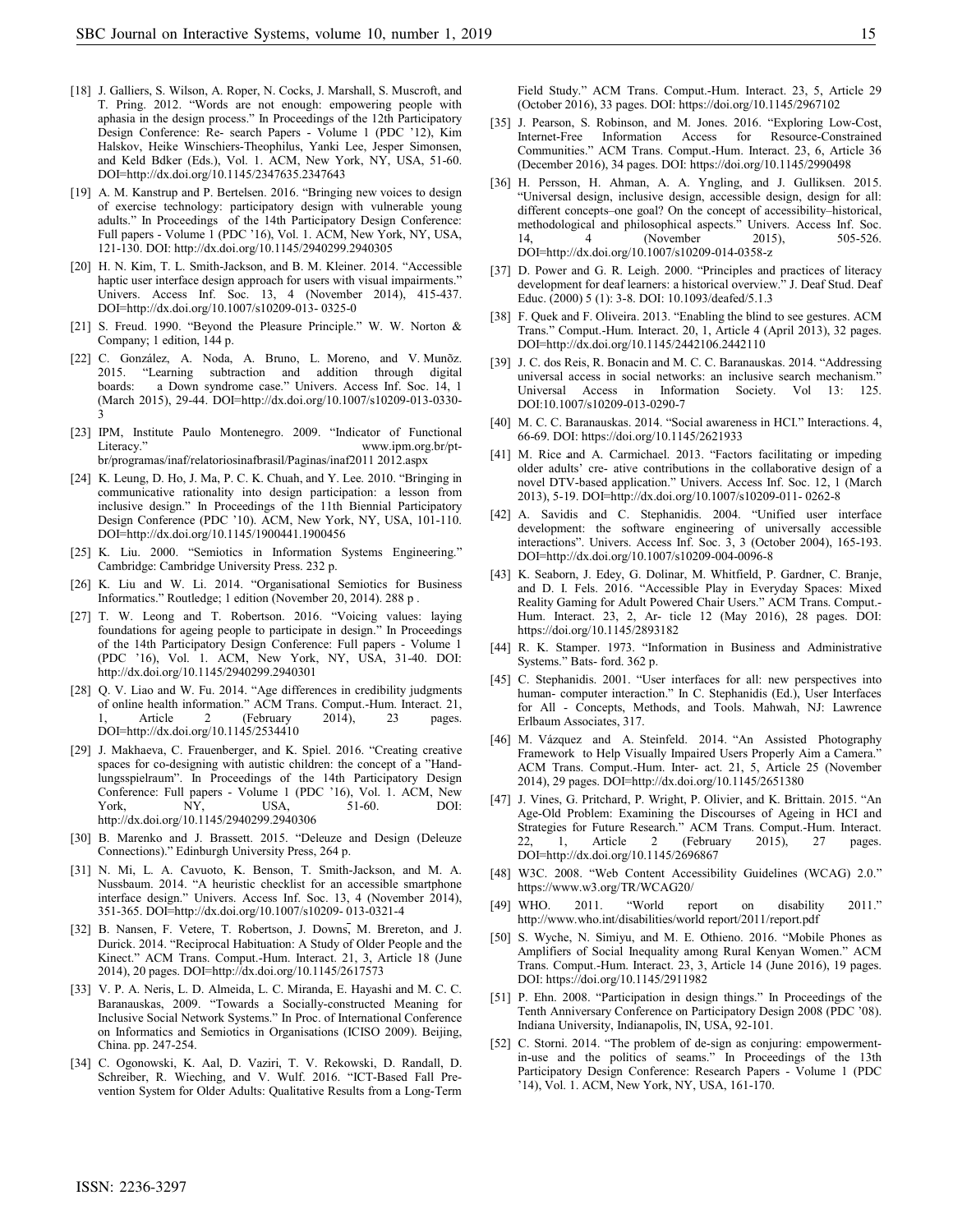[18] J. Galliers, S. Wilson, A. Roper, N. Cocks, J. Marshall, S. Muscroft, and T. Pring. 2012. "Words are not enough: empowering people with aphasia in the design process." In Proceedings of the 12th Participatory Design Conference: Re- search Papers - Volume 1 (PDC '12), Kim Halskov, Heike Winschiers-Theophilus, Yanki Lee, Jesper Simonsen, and Keld Bdker (Eds.), Vol. 1. ACM, New York, NY, USA, 51-60. DOI=http://dx.doi.org/10.1145/2347635.2347643

[19] A. M. Kanstrup and P. Bertelsen. 2016. "Bringing new voices to design of exercise technology: participatory design with vulnerable young adults." In Proceedings of the 14th Participatory Design Conference: Full papers - Volume 1 (PDC '16), Vol. 1. ACM, New York, NY, USA, 121-130. DOI: http://dx.doi.org/10.1145/2940299.2940305

[20] H. N. Kim, T. L. Smith-Jackson, and B. M. Kleiner. 2014. "Accessible haptic user interface design approach for users with visual impairments." Univers. Access Inf. Soc. 13, 4 (November 2014), 415-437. DOI=http://dx.doi.org/10.1007/s10209-013- 0325-0

[21] S. Freud. 1990. "Beyond the Pleasure Principle." W. W. Norton & Company; 1 edition, 144 p.

[22] C. González, A. Noda, A. Bruno, L. Moreno, and V. Munõz. 2015. "Learning subtraction and addition through digital boards: a Down syndrome case." Univers. Access Inf. Soc. 14, 1 (March 2015), 29-44. DOI=http://dx.doi.org/10.1007/s10209-013-0330-3

[23] IPM, Institute Paulo Montenegro. 2009. "Indicator of Functional Literacy." www.ipm.org.br/pt-br/programas/inaf/relatoriosinafbrasil/Paginas/inaf2011 2012.aspx

[24] K. Leung, D. Ho, J. Ma, P. C. K. Chuah, and Y. Lee. 2010. "Bringing in communicative rationality into design participation: a lesson from inclusive design." In Proceedings of the 11th Biennial Participatory Design Conference (PDC '10). ACM, New York, NY, USA, 101-110. DOI=http://dx.doi.org/10.1145/1900441.1900456

[25] K. Liu. 2000. "Semiotics in Information Systems Engineering." Cambridge: Cambridge University Press. 232 p.

[26] K. Liu and W. Li. 2014. "Organisational Semiotics for Business Informatics." Routledge; 1 edition (November 20, 2014). 288 p .

[27] T. W. Leong and T. Robertson. 2016. "Voicing values: laying foundations for ageing people to participate in design." In Proceedings of the 14th Participatory Design Conference: Full papers - Volume 1 (PDC '16), Vol. 1. ACM, New York, NY, USA, 31-40. DOI: http://dx.doi.org/10.1145/2940299.2940301

[28] Q. V. Liao and W. Fu. 2014. "Age differences in credibility judgments of online health information." ACM Trans. Comput.-Hum. Interact. 21, 1, Article 2 (February 2014), 23 pages. DOI=http://dx.doi.org/10.1145/2534410

[29] J. Makhaeva, C. Frauenberger, and K. Spiel. 2016. "Creating creative spaces for co-designing with autistic children: the concept of a "Handlungsspielraum". In Proceedings of the 14th Participatory Design Conference: Full papers - Volume 1 (PDC '16), Vol. 1. ACM, New York, NY, USA, 51-60. DOI: http://dx.doi.org/10.1145/2940299.2940306

[30] B. Marenko and J. Brassett. 2015. "Deleuze and Design (Deleuze Connections)." Edinburgh University Press, 264 p.

[31] N. Mi, L. A. Cavuoto, K. Benson, T. Smith-Jackson, and M. A. Nussbaum. 2014. "A heuristic checklist for an accessible smartphone interface design." Univers. Access Inf. Soc. 13, 4 (November 2014), 351-365. DOI=http://dx.doi.org/10.1007/s10209- 013-0321-4

[32] B. Nansen, F. Vetere, T. Robertson, J. Downs, M. Brereton, and J. Durick. 2014. "Reciprocal Habituation: A Study of Older People and the Kinect." ACM Trans. Comput.-Hum. Interact. 21, 3, Article 18 (June 2014), 20 pages. DOI=http://dx.doi.org/10.1145/2617573

[33] V. P. A. Neris, L. D. Almeida, L. C. Miranda, E. Hayashi and M. C. C. Baranauskas, 2009. "Towards a Socially-constructed Meaning for Inclusive Social Network Systems." In Proc. of International Conference on Informatics and Semiotics in Organisations (ICISO 2009). Beijing, China. pp. 247-254.

[34] C. Ogonowski, K. Aal, D. Vaziri, T. V. Rekowski, D. Randall, D. Schreiber, R. Wieching, and V. Wulf. 2016. "ICT-Based Fall Prevention System for Older Adults: Qualitative Results from a Long-Term Field Study." ACM Trans. Comput.-Hum. Interact. 23, 5, Article 29 (October 2016), 33 pages. DOI: https://doi.org/10.1145/2967102

[35] J. Pearson, S. Robinson, and M. Jones. 2016. "Exploring Low-Cost, Internet-Free Information Access for Resource-Constrained Communities." ACM Trans. Comput.-Hum. Interact. 23, 6, Article 36 (December 2016), 34 pages. DOI: https://doi.org/10.1145/2990498

[36] H. Persson, H. Ahman, A. A. Yngling, and J. Gulliksen. 2015. "Universal design, inclusive design, accessible design, design for all: different concepts–one goal? On the concept of accessibility–historical, methodological and philosophical aspects." Univers. Access Inf. Soc. 14, 4 (November 2015), 505-526. DOI=http://dx.doi.org/10.1007/s10209-014-0358-z

[37] D. Power and G. R. Leigh. 2000. "Principles and practices of literacy development for deaf learners: a historical overview." J. Deaf Stud. Deaf Educ. (2000) 5 (1): 3-8. DOI: 10.1093/deafed/5.1.3

[38] F. Quek and F. Oliveira. 2013. "Enabling the blind to see gestures. ACM Trans." Comput.-Hum. Interact. 20, 1, Article 4 (April 2013), 32 pages. DOI=http://dx.doi.org/10.1145/2442106.2442110

[39] J. C. dos Reis, R. Bonacin and M. C. C. Baranauskas. 2014. "Addressing universal access in social networks: an inclusive search mechanism." Universal Access in Information Society. Vol 13: 125. DOI:10.1007/s10209-013-0290-7

[40] M. C. C. Baranauskas. 2014. "Social awareness in HCI." Interactions. 4, 66-69. DOI: https://doi.org/10.1145/2621933

[41] M. Rice and A. Carmichael. 2013. "Factors facilitating or impeding older adults' cre- ative contributions in the collaborative design of a novel DTV-based application." Univers. Access Inf. Soc. 12, 1 (March 2013), 5-19. DOI=http://dx.doi.org/10.1007/s10209-011- 0262-8

[42] A. Savidis and C. Stephanidis. 2004. "Unified user interface development: the software engineering of universally accessible interactions". Univers. Access Inf. Soc. 3, 3 (October 2004), 165-193. DOI=http://dx.doi.org/10.1007/s10209-004-0096-8

[43] K. Seaborn, J. Edey, G. Dolinar, M. Whitfield, P. Gardner, C. Branje, and D. I. Fels. 2016. "Accessible Play in Everyday Spaces: Mixed Reality Gaming for Adult Powered Chair Users." ACM Trans. Comput.-Hum. Interact. 23, 2, Ar- ticle 12 (May 2016), 28 pages. DOI: https://doi.org/10.1145/2893182

[44] R. K. Stamper. 1973. "Information in Business and Administrative Systems." Bats- ford. 362 p.

[45] C. Stephanidis. 2001. "User interfaces for all: new perspectives into human- computer interaction." In C. Stephanidis (Ed.), User Interfaces for All - Concepts, Methods, and Tools. Mahwah, NJ: Lawrence Erlbaum Associates, 317.

[46] M. Vázquez and A. Steinfeld. 2014. "An Assisted Photography Framework to Help Visually Impaired Users Properly Aim a Camera." ACM Trans. Comput.-Hum. Inter- act. 21, 5, Article 25 (November 2014), 29 pages. DOI=http://dx.doi.org/10.1145/2651380

[47] J. Vines, G. Pritchard, P. Wright, P. Olivier, and K. Brittain. 2015. "An Age-Old Problem: Examining the Discourses of Ageing in HCI and Strategies for Future Research." ACM Trans. Comput.-Hum. Interact. 22, 1, Article 2 (February 2015), 27 pages. DOI=http://dx.doi.org/10.1145/2696867

[48] W3C. 2008. "Web Content Accessibility Guidelines (WCAG) 2.0." https://www.w3.org/TR/WCAG20/

[49] WHO. 2011. "World report on disability 2011." http://www.who.int/disabilities/world report/2011/report.pdf

[50] S. Wyche, N. Simiyu, and M. E. Othieno. 2016. "Mobile Phones as Amplifiers of Social Inequality among Rural Kenyan Women." ACM Trans. Comput.-Hum. Interact. 23, 3, Article 14 (June 2016), 19 pages. DOI: https://doi.org/10.1145/2911982

[51] P. Ehn. 2008. "Participation in design things." In Proceedings of the Tenth Anniversary Conference on Participatory Design 2008 (PDC '08). Indiana University, Indianapolis, IN, USA, 92-101.

[52] C. Storni. 2014. "The problem of de-sign as conjuring: empowerment-in-use and the politics of seams." In Proceedings of the 13th Participatory Design Conference: Research Papers - Volume 1 (PDC '14), Vol. 1. ACM, New York, NY, USA, 161-170.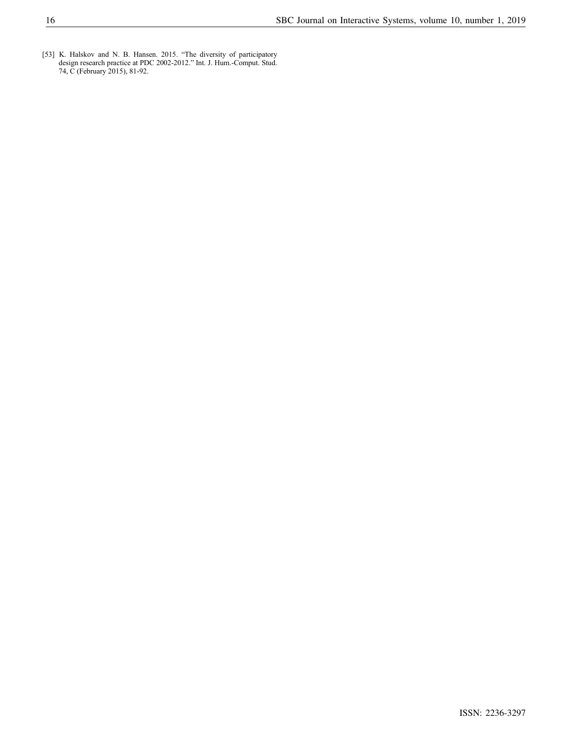[53] K. Halskov and N. B. Hansen. 2015. "The diversity of participatory design research practice at PDC 2002-2012." Int. J. Hum.-Comput. Stud. 74, C (February 2015), 81-92.